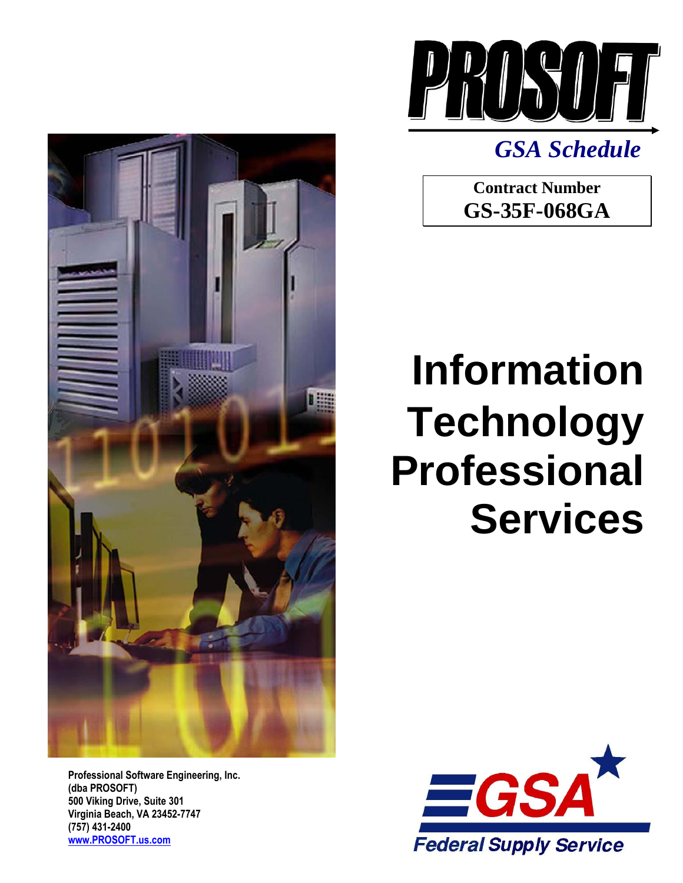# PROSOFT

*GSA Schedule*

**Contract Number**
**GS-35F-068GA**

# Information Technology Professional Services

**Professional Software Engineering, Inc.**
**(dba PROSOFT)**
**500 Viking Drive, Suite 301**
**Virginia Beach, VA 23452-7747**
**(757) 431-2400**
**www.PROSOFT.us.com**

GSA
Federal Supply Service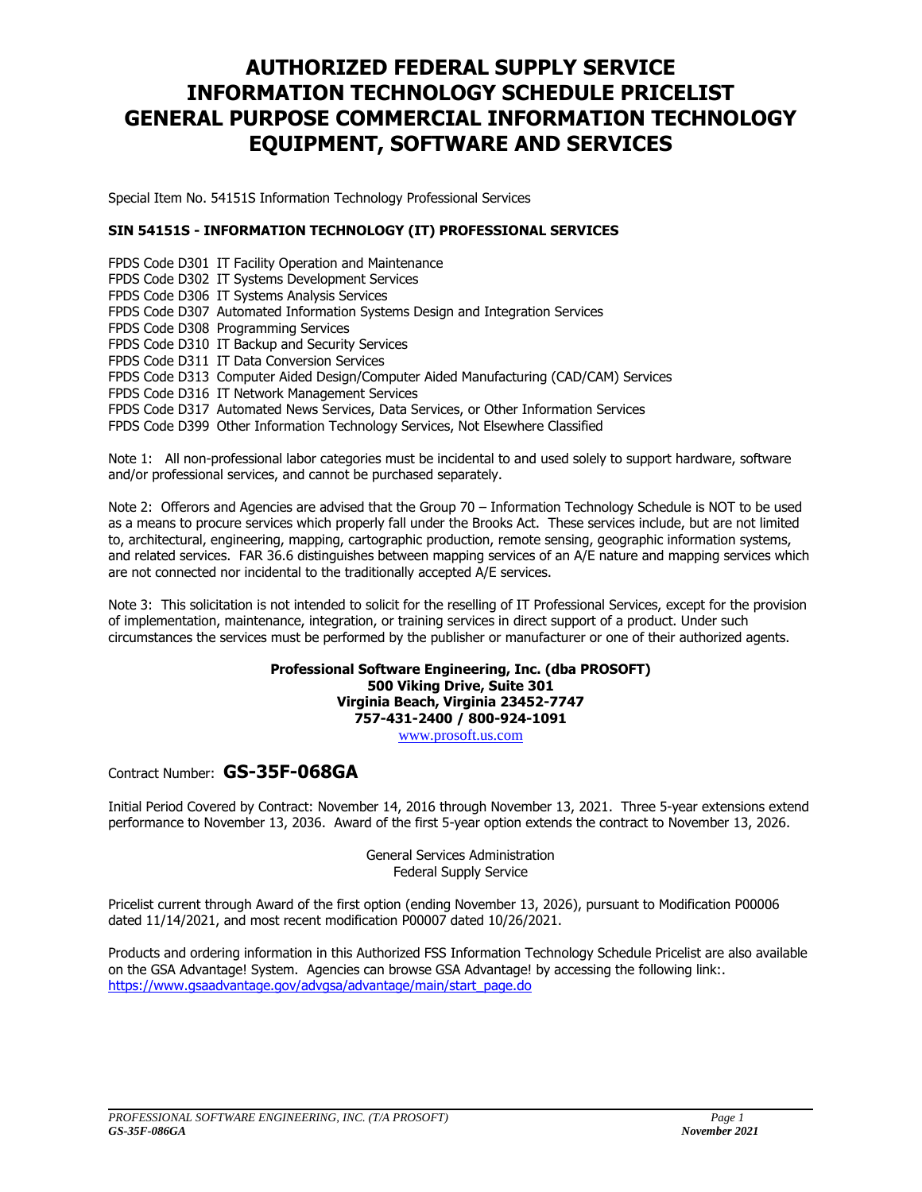# AUTHORIZED FEDERAL SUPPLY SERVICE INFORMATION TECHNOLOGY SCHEDULE PRICELIST GENERAL PURPOSE COMMERCIAL INFORMATION TECHNOLOGY EQUIPMENT, SOFTWARE AND SERVICES

Special Item No. 54151S Information Technology Professional Services

**SIN 54151S - INFORMATION TECHNOLOGY (IT) PROFESSIONAL SERVICES**

FPDS Code D301 IT Facility Operation and Maintenance
FPDS Code D302 IT Systems Development Services
FPDS Code D306 IT Systems Analysis Services
FPDS Code D307 Automated Information Systems Design and Integration Services
FPDS Code D308 Programming Services
FPDS Code D310 IT Backup and Security Services
FPDS Code D311 IT Data Conversion Services
FPDS Code D313 Computer Aided Design/Computer Aided Manufacturing (CAD/CAM) Services
FPDS Code D316 IT Network Management Services
FPDS Code D317 Automated News Services, Data Services, or Other Information Services
FPDS Code D399 Other Information Technology Services, Not Elsewhere Classified

Note 1: All non-professional labor categories must be incidental to and used solely to support hardware, software and/or professional services, and cannot be purchased separately.

Note 2: Offerors and Agencies are advised that the Group 70 – Information Technology Schedule is NOT to be used as a means to procure services which properly fall under the Brooks Act. These services include, but are not limited to, architectural, engineering, mapping, cartographic production, remote sensing, geographic information systems, and related services. FAR 36.6 distinguishes between mapping services of an A/E nature and mapping services which are not connected nor incidental to the traditionally accepted A/E services.

Note 3: This solicitation is not intended to solicit for the reselling of IT Professional Services, except for the provision of implementation, maintenance, integration, or training services in direct support of a product. Under such circumstances the services must be performed by the publisher or manufacturer or one of their authorized agents.

**Professional Software Engineering, Inc. (dba PROSOFT)**
**500 Viking Drive, Suite 301**
**Virginia Beach, Virginia 23452-7747**
**757-431-2400 / 800-924-1091**
www.prosoft.us.com

Contract Number: **GS-35F-068GA**

Initial Period Covered by Contract: November 14, 2016 through November 13, 2021. Three 5-year extensions extend performance to November 13, 2036. Award of the first 5-year option extends the contract to November 13, 2026.

General Services Administration
Federal Supply Service

Pricelist current through Award of the first option (ending November 13, 2026), pursuant to Modification P00006 dated 11/14/2021, and most recent modification P00007 dated 10/26/2021.

Products and ordering information in this Authorized FSS Information Technology Schedule Pricelist are also available on the GSA Advantage! System. Agencies can browse GSA Advantage! by accessing the following link:. https://www.gsaadvantage.gov/advgsa/advantage/main/start_page.do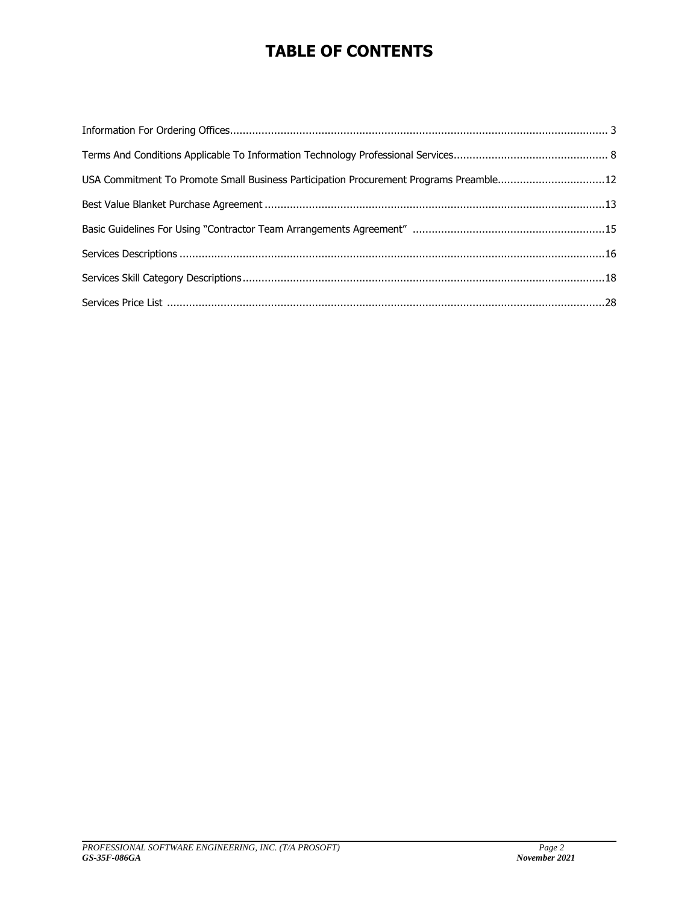# TABLE OF CONTENTS

Information For Ordering Offices........................................................................................................................ 3

Terms And Conditions Applicable To Information Technology Professional Services................................................. 8

USA Commitment To Promote Small Business Participation Procurement Programs Preamble..................................12

Best Value Blanket Purchase Agreement ...........................................................................................................13

Basic Guidelines For Using "Contractor Team Arrangements Agreement" .............................................................15

Services Descriptions ......................................................................................................................................16

Services Skill Category Descriptions..................................................................................................................18

Services Price List ..........................................................................................................................................28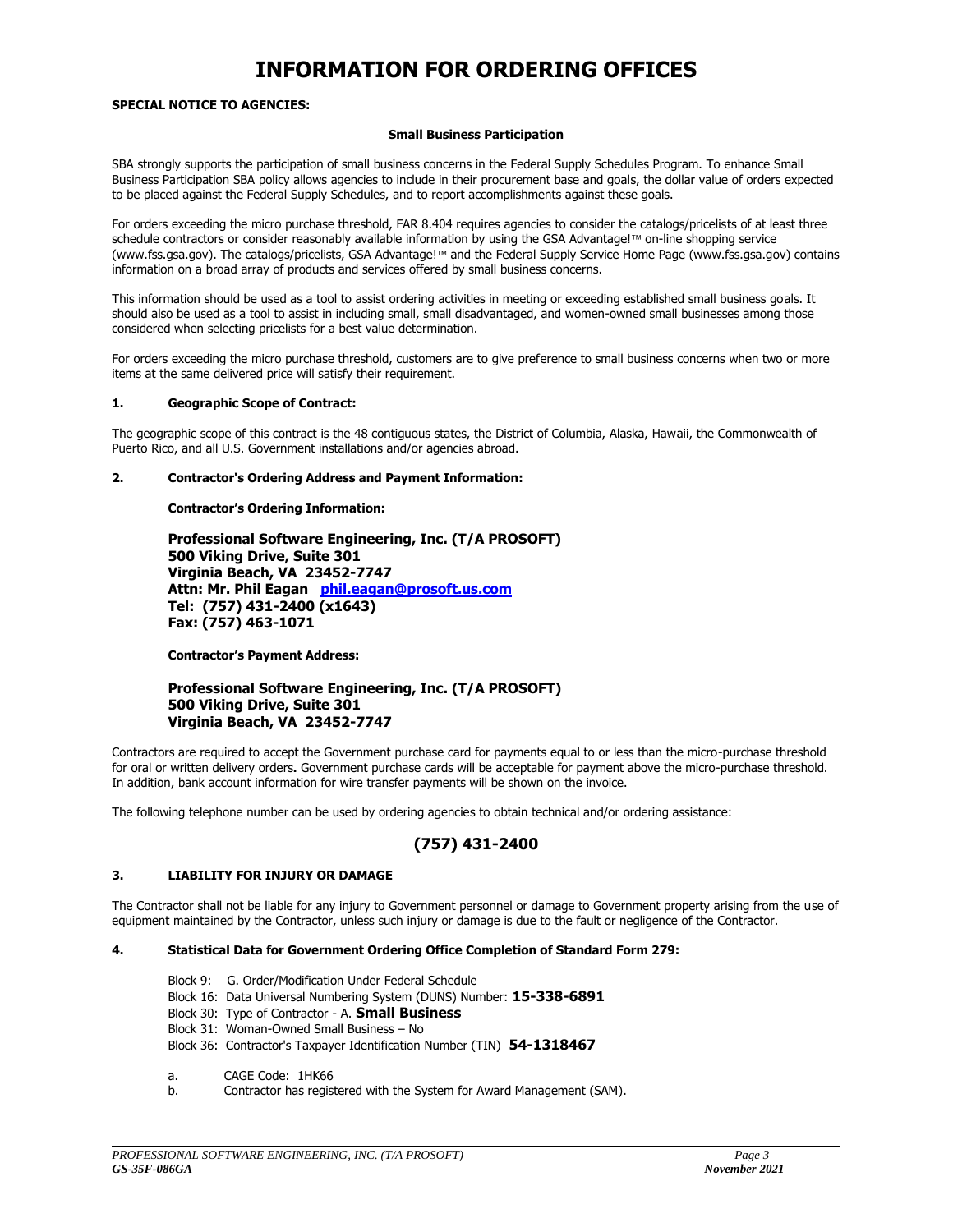# INFORMATION FOR ORDERING OFFICES

**SPECIAL NOTICE TO AGENCIES:**

**Small Business Participation**

SBA strongly supports the participation of small business concerns in the Federal Supply Schedules Program. To enhance Small Business Participation SBA policy allows agencies to include in their procurement base and goals, the dollar value of orders expected to be placed against the Federal Supply Schedules, and to report accomplishments against these goals.

For orders exceeding the micro purchase threshold, FAR 8.404 requires agencies to consider the catalogs/pricelists of at least three schedule contractors or consider reasonably available information by using the GSA Advantage!™ on-line shopping service (www.fss.gsa.gov). The catalogs/pricelists, GSA Advantage!™ and the Federal Supply Service Home Page (www.fss.gsa.gov) contains information on a broad array of products and services offered by small business concerns.

This information should be used as a tool to assist ordering activities in meeting or exceeding established small business goals. It should also be used as a tool to assist in including small, small disadvantaged, and women-owned small businesses among those considered when selecting pricelists for a best value determination.

For orders exceeding the micro purchase threshold, customers are to give preference to small business concerns when two or more items at the same delivered price will satisfy their requirement.

**1. Geographic Scope of Contract:**

The geographic scope of this contract is the 48 contiguous states, the District of Columbia, Alaska, Hawaii, the Commonwealth of Puerto Rico, and all U.S. Government installations and/or agencies abroad.

**2. Contractor's Ordering Address and Payment Information:**

**Contractor's Ordering Information:**

**Professional Software Engineering, Inc. (T/A PROSOFT)**
**500 Viking Drive, Suite 301**
**Virginia Beach, VA 23452-7747**
**Attn: Mr. Phil Eagan phil.eagan@prosoft.us.com**
**Tel: (757) 431-2400 (x1643)**
**Fax: (757) 463-1071**

**Contractor's Payment Address:**

**Professional Software Engineering, Inc. (T/A PROSOFT)**
**500 Viking Drive, Suite 301**
**Virginia Beach, VA 23452-7747**

Contractors are required to accept the Government purchase card for payments equal to or less than the micro-purchase threshold for oral or written delivery orders**.** Government purchase cards will be acceptable for payment above the micro-purchase threshold. In addition, bank account information for wire transfer payments will be shown on the invoice.

The following telephone number can be used by ordering agencies to obtain technical and/or ordering assistance:

**(757) 431-2400**

**3. LIABILITY FOR INJURY OR DAMAGE**

The Contractor shall not be liable for any injury to Government personnel or damage to Government property arising from the use of equipment maintained by the Contractor, unless such injury or damage is due to the fault or negligence of the Contractor.

**4. Statistical Data for Government Ordering Office Completion of Standard Form 279:**

Block 9: G. Order/Modification Under Federal Schedule
Block 16: Data Universal Numbering System (DUNS) Number: **15-338-6891**
Block 30: Type of Contractor - A. **Small Business**
Block 31: Woman-Owned Small Business – No
Block 36: Contractor's Taxpayer Identification Number (TIN) **54-1318467**

a. CAGE Code: 1HK66
b. Contractor has registered with the System for Award Management (SAM).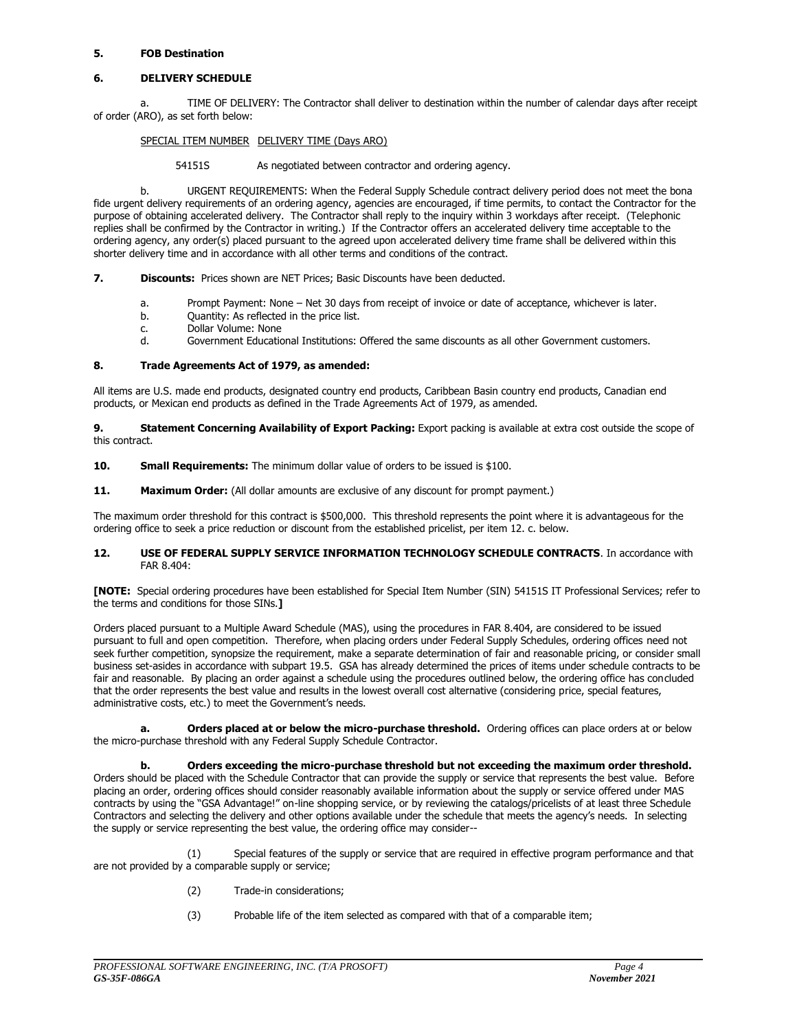**5. FOB Destination**

**6. DELIVERY SCHEDULE**

a. TIME OF DELIVERY: The Contractor shall deliver to destination within the number of calendar days after receipt of order (ARO), as set forth below:

| SPECIAL ITEM NUMBER | DELIVERY TIME (Days ARO) |
| --- | --- |
| 54151S | As negotiated between contractor and ordering agency. |

b. URGENT REQUIREMENTS: When the Federal Supply Schedule contract delivery period does not meet the bona fide urgent delivery requirements of an ordering agency, agencies are encouraged, if time permits, to contact the Contractor for the purpose of obtaining accelerated delivery. The Contractor shall reply to the inquiry within 3 workdays after receipt. (Telephonic replies shall be confirmed by the Contractor in writing.) If the Contractor offers an accelerated delivery time acceptable to the ordering agency, any order(s) placed pursuant to the agreed upon accelerated delivery time frame shall be delivered within this shorter delivery time and in accordance with all other terms and conditions of the contract.

**7. Discounts:** Prices shown are NET Prices; Basic Discounts have been deducted.

a. Prompt Payment: None – Net 30 days from receipt of invoice or date of acceptance, whichever is later.
b. Quantity: As reflected in the price list.
c. Dollar Volume: None
d. Government Educational Institutions: Offered the same discounts as all other Government customers.

**8. Trade Agreements Act of 1979, as amended:**

All items are U.S. made end products, designated country end products, Caribbean Basin country end products, Canadian end products, or Mexican end products as defined in the Trade Agreements Act of 1979, as amended.

**9. Statement Concerning Availability of Export Packing:** Export packing is available at extra cost outside the scope of this contract.

**10. Small Requirements:** The minimum dollar value of orders to be issued is $100.

**11. Maximum Order:** (All dollar amounts are exclusive of any discount for prompt payment.)

The maximum order threshold for this contract is $500,000. This threshold represents the point where it is advantageous for the ordering office to seek a price reduction or discount from the established pricelist, per item 12. c. below.

**12. USE OF FEDERAL SUPPLY SERVICE INFORMATION TECHNOLOGY SCHEDULE CONTRACTS**. In accordance with FAR 8.404:

**[NOTE:** Special ordering procedures have been established for Special Item Number (SIN) 54151S IT Professional Services; refer to the terms and conditions for those SINs.**]**

Orders placed pursuant to a Multiple Award Schedule (MAS), using the procedures in FAR 8.404, are considered to be issued pursuant to full and open competition. Therefore, when placing orders under Federal Supply Schedules, ordering offices need not seek further competition, synopsize the requirement, make a separate determination of fair and reasonable pricing, or consider small business set-asides in accordance with subpart 19.5. GSA has already determined the prices of items under schedule contracts to be fair and reasonable. By placing an order against a schedule using the procedures outlined below, the ordering office has concluded that the order represents the best value and results in the lowest overall cost alternative (considering price, special features, administrative costs, etc.) to meet the Government's needs.

**a. Orders placed at or below the micro-purchase threshold.** Ordering offices can place orders at or below the micro-purchase threshold with any Federal Supply Schedule Contractor.

**b. Orders exceeding the micro-purchase threshold but not exceeding the maximum order threshold.** Orders should be placed with the Schedule Contractor that can provide the supply or service that represents the best value. Before placing an order, ordering offices should consider reasonably available information about the supply or service offered under MAS contracts by using the "GSA Advantage!" on-line shopping service, or by reviewing the catalogs/pricelists of at least three Schedule Contractors and selecting the delivery and other options available under the schedule that meets the agency's needs. In selecting the supply or service representing the best value, the ordering office may consider--

(1) Special features of the supply or service that are required in effective program performance and that are not provided by a comparable supply or service;

(2) Trade-in considerations;

(3) Probable life of the item selected as compared with that of a comparable item;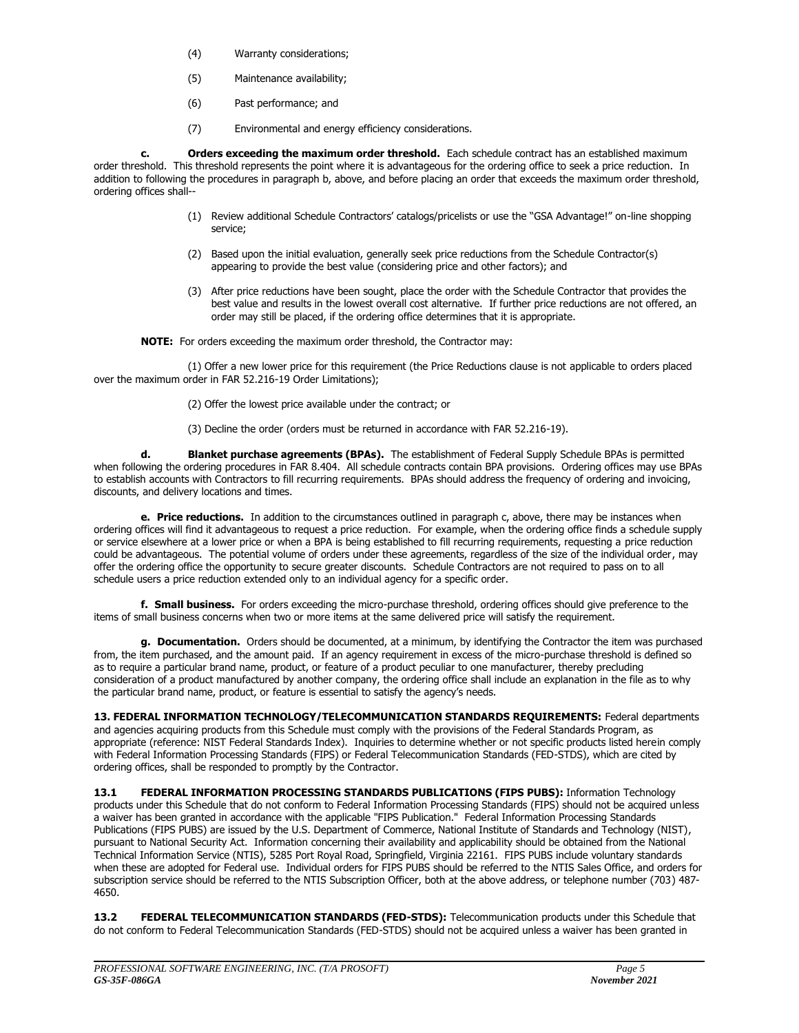(4) Warranty considerations;

(5) Maintenance availability;

(6) Past performance; and

(7) Environmental and energy efficiency considerations.

**c. Orders exceeding the maximum order threshold.** Each schedule contract has an established maximum order threshold. This threshold represents the point where it is advantageous for the ordering office to seek a price reduction. In addition to following the procedures in paragraph b, above, and before placing an order that exceeds the maximum order threshold, ordering offices shall--

(1) Review additional Schedule Contractors' catalogs/pricelists or use the "GSA Advantage!" on-line shopping service;

(2) Based upon the initial evaluation, generally seek price reductions from the Schedule Contractor(s) appearing to provide the best value (considering price and other factors); and

(3) After price reductions have been sought, place the order with the Schedule Contractor that provides the best value and results in the lowest overall cost alternative. If further price reductions are not offered, an order may still be placed, if the ordering office determines that it is appropriate.

**NOTE:** For orders exceeding the maximum order threshold, the Contractor may:

(1) Offer a new lower price for this requirement (the Price Reductions clause is not applicable to orders placed over the maximum order in FAR 52.216-19 Order Limitations);

(2) Offer the lowest price available under the contract; or

(3) Decline the order (orders must be returned in accordance with FAR 52.216-19).

**d. Blanket purchase agreements (BPAs).** The establishment of Federal Supply Schedule BPAs is permitted when following the ordering procedures in FAR 8.404. All schedule contracts contain BPA provisions. Ordering offices may use BPAs to establish accounts with Contractors to fill recurring requirements. BPAs should address the frequency of ordering and invoicing, discounts, and delivery locations and times.

**e. Price reductions.** In addition to the circumstances outlined in paragraph c, above, there may be instances when ordering offices will find it advantageous to request a price reduction. For example, when the ordering office finds a schedule supply or service elsewhere at a lower price or when a BPA is being established to fill recurring requirements, requesting a price reduction could be advantageous. The potential volume of orders under these agreements, regardless of the size of the individual order, may offer the ordering office the opportunity to secure greater discounts. Schedule Contractors are not required to pass on to all schedule users a price reduction extended only to an individual agency for a specific order.

**f. Small business.** For orders exceeding the micro-purchase threshold, ordering offices should give preference to the items of small business concerns when two or more items at the same delivered price will satisfy the requirement.

**g. Documentation.** Orders should be documented, at a minimum, by identifying the Contractor the item was purchased from, the item purchased, and the amount paid. If an agency requirement in excess of the micro-purchase threshold is defined so as to require a particular brand name, product, or feature of a product peculiar to one manufacturer, thereby precluding consideration of a product manufactured by another company, the ordering office shall include an explanation in the file as to why the particular brand name, product, or feature is essential to satisfy the agency's needs.

**13. FEDERAL INFORMATION TECHNOLOGY/TELECOMMUNICATION STANDARDS REQUIREMENTS:** Federal departments and agencies acquiring products from this Schedule must comply with the provisions of the Federal Standards Program, as appropriate (reference: NIST Federal Standards Index). Inquiries to determine whether or not specific products listed herein comply with Federal Information Processing Standards (FIPS) or Federal Telecommunication Standards (FED-STDS), which are cited by ordering offices, shall be responded to promptly by the Contractor.

**13.1 FEDERAL INFORMATION PROCESSING STANDARDS PUBLICATIONS (FIPS PUBS):** Information Technology products under this Schedule that do not conform to Federal Information Processing Standards (FIPS) should not be acquired unless a waiver has been granted in accordance with the applicable "FIPS Publication." Federal Information Processing Standards Publications (FIPS PUBS) are issued by the U.S. Department of Commerce, National Institute of Standards and Technology (NIST), pursuant to National Security Act. Information concerning their availability and applicability should be obtained from the National Technical Information Service (NTIS), 5285 Port Royal Road, Springfield, Virginia 22161. FIPS PUBS include voluntary standards when these are adopted for Federal use. Individual orders for FIPS PUBS should be referred to the NTIS Sales Office, and orders for subscription service should be referred to the NTIS Subscription Officer, both at the above address, or telephone number (703) 487-4650.

**13.2 FEDERAL TELECOMMUNICATION STANDARDS (FED-STDS):** Telecommunication products under this Schedule that do not conform to Federal Telecommunication Standards (FED-STDS) should not be acquired unless a waiver has been granted in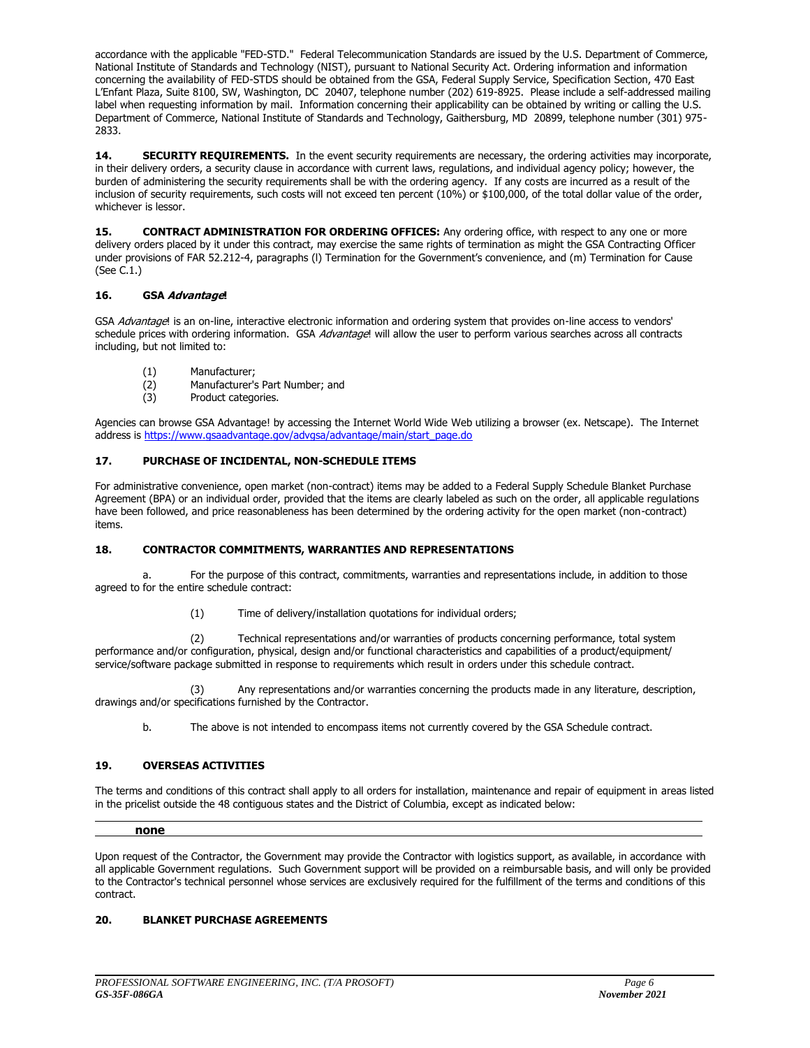accordance with the applicable "FED-STD." Federal Telecommunication Standards are issued by the U.S. Department of Commerce, National Institute of Standards and Technology (NIST), pursuant to National Security Act. Ordering information and information concerning the availability of FED-STDS should be obtained from the GSA, Federal Supply Service, Specification Section, 470 East L'Enfant Plaza, Suite 8100, SW, Washington, DC 20407, telephone number (202) 619-8925. Please include a self-addressed mailing label when requesting information by mail. Information concerning their applicability can be obtained by writing or calling the U.S. Department of Commerce, National Institute of Standards and Technology, Gaithersburg, MD 20899, telephone number (301) 975-2833.

**14. SECURITY REQUIREMENTS.** In the event security requirements are necessary, the ordering activities may incorporate, in their delivery orders, a security clause in accordance with current laws, regulations, and individual agency policy; however, the burden of administering the security requirements shall be with the ordering agency. If any costs are incurred as a result of the inclusion of security requirements, such costs will not exceed ten percent (10%) or $100,000, of the total dollar value of the order, whichever is lessor.

**15. CONTRACT ADMINISTRATION FOR ORDERING OFFICES:** Any ordering office, with respect to any one or more delivery orders placed by it under this contract, may exercise the same rights of termination as might the GSA Contracting Officer under provisions of FAR 52.212-4, paragraphs (l) Termination for the Government's convenience, and (m) Termination for Cause (See C.1.)

### 16. GSA *Advantage*!

GSA *Advantage*! is an on-line, interactive electronic information and ordering system that provides on-line access to vendors' schedule prices with ordering information. GSA *Advantage*! will allow the user to perform various searches across all contracts including, but not limited to:

(1) Manufacturer;
(2) Manufacturer's Part Number; and
(3) Product categories.

Agencies can browse GSA Advantage! by accessing the Internet World Wide Web utilizing a browser (ex. Netscape). The Internet address is https://www.gsaadvantage.gov/advgsa/advantage/main/start_page.do

### 17. PURCHASE OF INCIDENTAL, NON-SCHEDULE ITEMS

For administrative convenience, open market (non-contract) items may be added to a Federal Supply Schedule Blanket Purchase Agreement (BPA) or an individual order, provided that the items are clearly labeled as such on the order, all applicable regulations have been followed, and price reasonableness has been determined by the ordering activity for the open market (non-contract) items.

### 18. CONTRACTOR COMMITMENTS, WARRANTIES AND REPRESENTATIONS

a. For the purpose of this contract, commitments, warranties and representations include, in addition to those agreed to for the entire schedule contract:

(1) Time of delivery/installation quotations for individual orders;

(2) Technical representations and/or warranties of products concerning performance, total system performance and/or configuration, physical, design and/or functional characteristics and capabilities of a product/equipment/ service/software package submitted in response to requirements which result in orders under this schedule contract.

(3) Any representations and/or warranties concerning the products made in any literature, description, drawings and/or specifications furnished by the Contractor.

b. The above is not intended to encompass items not currently covered by the GSA Schedule contract.

### 19. OVERSEAS ACTIVITIES

The terms and conditions of this contract shall apply to all orders for installation, maintenance and repair of equipment in areas listed in the pricelist outside the 48 contiguous states and the District of Columbia, except as indicated below:

**none**

Upon request of the Contractor, the Government may provide the Contractor with logistics support, as available, in accordance with all applicable Government regulations. Such Government support will be provided on a reimbursable basis, and will only be provided to the Contractor's technical personnel whose services are exclusively required for the fulfillment of the terms and conditions of this contract.

### 20. BLANKET PURCHASE AGREEMENTS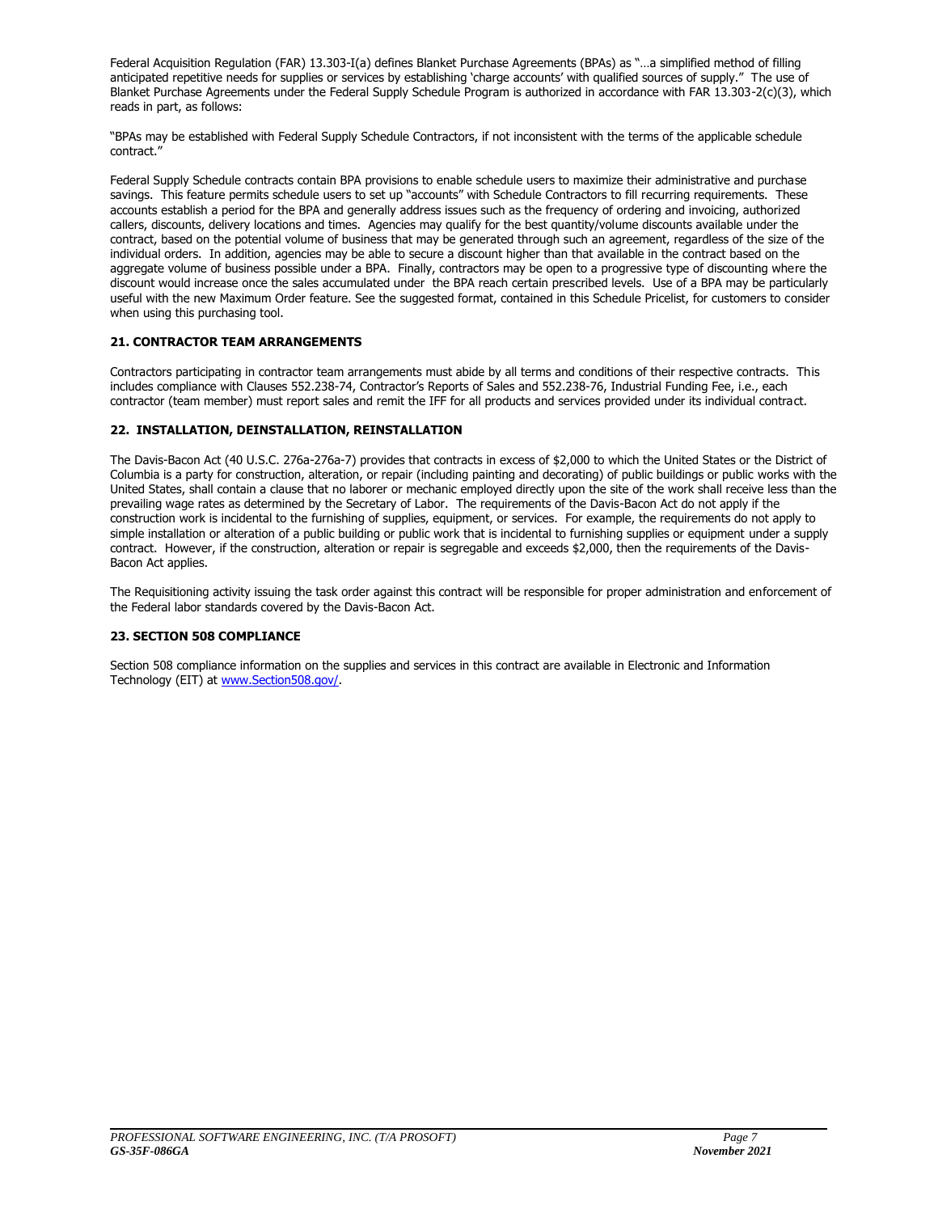Federal Acquisition Regulation (FAR) 13.303-I(a) defines Blanket Purchase Agreements (BPAs) as "…a simplified method of filling anticipated repetitive needs for supplies or services by establishing 'charge accounts' with qualified sources of supply." The use of Blanket Purchase Agreements under the Federal Supply Schedule Program is authorized in accordance with FAR 13.303-2(c)(3), which reads in part, as follows:

"BPAs may be established with Federal Supply Schedule Contractors, if not inconsistent with the terms of the applicable schedule contract."

Federal Supply Schedule contracts contain BPA provisions to enable schedule users to maximize their administrative and purchase savings. This feature permits schedule users to set up "accounts" with Schedule Contractors to fill recurring requirements. These accounts establish a period for the BPA and generally address issues such as the frequency of ordering and invoicing, authorized callers, discounts, delivery locations and times. Agencies may qualify for the best quantity/volume discounts available under the contract, based on the potential volume of business that may be generated through such an agreement, regardless of the size of the individual orders. In addition, agencies may be able to secure a discount higher than that available in the contract based on the aggregate volume of business possible under a BPA. Finally, contractors may be open to a progressive type of discounting where the discount would increase once the sales accumulated under the BPA reach certain prescribed levels. Use of a BPA may be particularly useful with the new Maximum Order feature. See the suggested format, contained in this Schedule Pricelist, for customers to consider when using this purchasing tool.

## 21. CONTRACTOR TEAM ARRANGEMENTS

Contractors participating in contractor team arrangements must abide by all terms and conditions of their respective contracts. This includes compliance with Clauses 552.238-74, Contractor's Reports of Sales and 552.238-76, Industrial Funding Fee, i.e., each contractor (team member) must report sales and remit the IFF for all products and services provided under its individual contract.

## 22. INSTALLATION, DEINSTALLATION, REINSTALLATION

The Davis-Bacon Act (40 U.S.C. 276a-276a-7) provides that contracts in excess of $2,000 to which the United States or the District of Columbia is a party for construction, alteration, or repair (including painting and decorating) of public buildings or public works with the United States, shall contain a clause that no laborer or mechanic employed directly upon the site of the work shall receive less than the prevailing wage rates as determined by the Secretary of Labor. The requirements of the Davis-Bacon Act do not apply if the construction work is incidental to the furnishing of supplies, equipment, or services. For example, the requirements do not apply to simple installation or alteration of a public building or public work that is incidental to furnishing supplies or equipment under a supply contract. However, if the construction, alteration or repair is segregable and exceeds $2,000, then the requirements of the Davis-Bacon Act applies.

The Requisitioning activity issuing the task order against this contract will be responsible for proper administration and enforcement of the Federal labor standards covered by the Davis-Bacon Act.

## 23. SECTION 508 COMPLIANCE

Section 508 compliance information on the supplies and services in this contract are available in Electronic and Information Technology (EIT) at www.Section508.gov/.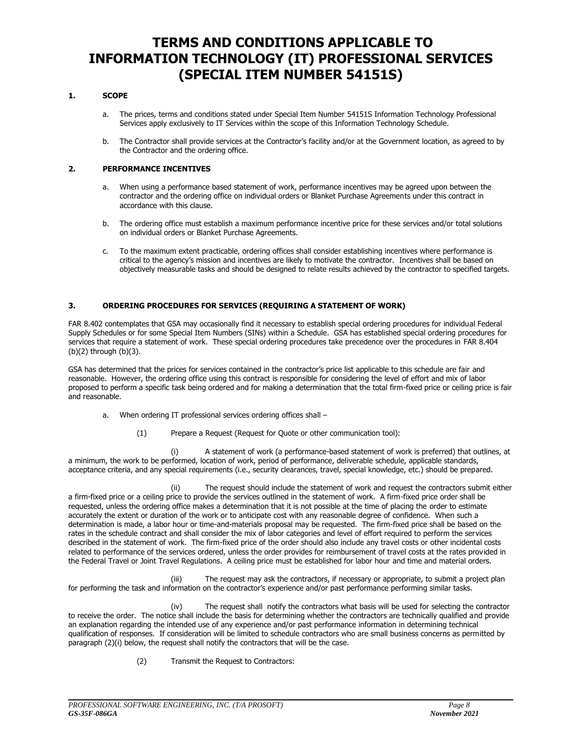# TERMS AND CONDITIONS APPLICABLE TO INFORMATION TECHNOLOGY (IT) PROFESSIONAL SERVICES (SPECIAL ITEM NUMBER 54151S)

**1. SCOPE**

a. The prices, terms and conditions stated under Special Item Number 54151S Information Technology Professional Services apply exclusively to IT Services within the scope of this Information Technology Schedule.

b. The Contractor shall provide services at the Contractor's facility and/or at the Government location, as agreed to by the Contractor and the ordering office.

**2. PERFORMANCE INCENTIVES**

a. When using a performance based statement of work, performance incentives may be agreed upon between the contractor and the ordering office on individual orders or Blanket Purchase Agreements under this contract in accordance with this clause.

b. The ordering office must establish a maximum performance incentive price for these services and/or total solutions on individual orders or Blanket Purchase Agreements.

c. To the maximum extent practicable, ordering offices shall consider establishing incentives where performance is critical to the agency's mission and incentives are likely to motivate the contractor. Incentives shall be based on objectively measurable tasks and should be designed to relate results achieved by the contractor to specified targets.

**3. ORDERING PROCEDURES FOR SERVICES (REQUIRING A STATEMENT OF WORK)**

FAR 8.402 contemplates that GSA may occasionally find it necessary to establish special ordering procedures for individual Federal Supply Schedules or for some Special Item Numbers (SINs) within a Schedule. GSA has established special ordering procedures for services that require a statement of work. These special ordering procedures take precedence over the procedures in FAR 8.404 (b)(2) through (b)(3).

GSA has determined that the prices for services contained in the contractor's price list applicable to this schedule are fair and reasonable. However, the ordering office using this contract is responsible for considering the level of effort and mix of labor proposed to perform a specific task being ordered and for making a determination that the total firm-fixed price or ceiling price is fair and reasonable.

a. When ordering IT professional services ordering offices shall –

(1) Prepare a Request (Request for Quote or other communication tool):

(i) A statement of work (a performance-based statement of work is preferred) that outlines, at a minimum, the work to be performed, location of work, period of performance, deliverable schedule, applicable standards, acceptance criteria, and any special requirements (i.e., security clearances, travel, special knowledge, etc.) should be prepared.

(ii) The request should include the statement of work and request the contractors submit either a firm-fixed price or a ceiling price to provide the services outlined in the statement of work. A firm-fixed price order shall be requested, unless the ordering office makes a determination that it is not possible at the time of placing the order to estimate accurately the extent or duration of the work or to anticipate cost with any reasonable degree of confidence. When such a determination is made, a labor hour or time-and-materials proposal may be requested. The firm-fixed price shall be based on the rates in the schedule contract and shall consider the mix of labor categories and level of effort required to perform the services described in the statement of work. The firm-fixed price of the order should also include any travel costs or other incidental costs related to performance of the services ordered, unless the order provides for reimbursement of travel costs at the rates provided in the Federal Travel or Joint Travel Regulations. A ceiling price must be established for labor hour and time and material orders.

(iii) The request may ask the contractors, if necessary or appropriate, to submit a project plan for performing the task and information on the contractor's experience and/or past performance performing similar tasks.

(iv) The request shall notify the contractors what basis will be used for selecting the contractor to receive the order. The notice shall include the basis for determining whether the contractors are technically qualified and provide an explanation regarding the intended use of any experience and/or past performance information in determining technical qualification of responses. If consideration will be limited to schedule contractors who are small business concerns as permitted by paragraph (2)(i) below, the request shall notify the contractors that will be the case.

(2) Transmit the Request to Contractors: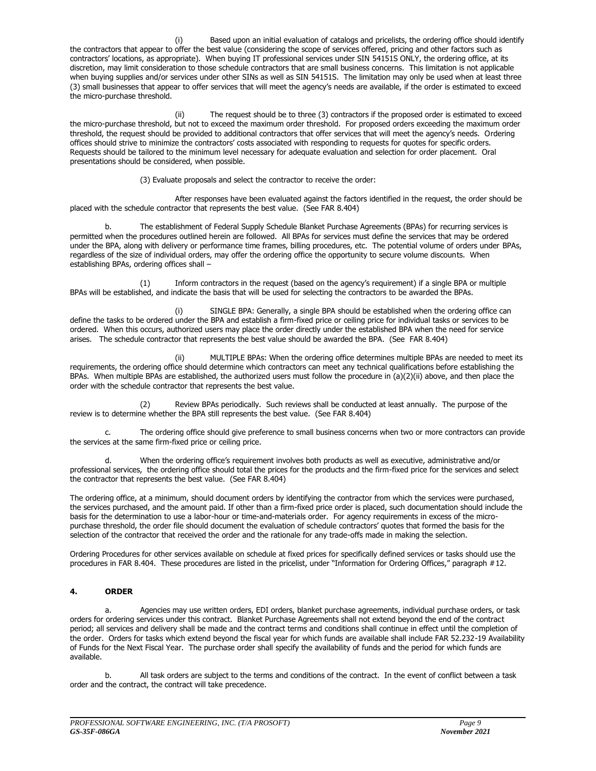(i) Based upon an initial evaluation of catalogs and pricelists, the ordering office should identify the contractors that appear to offer the best value (considering the scope of services offered, pricing and other factors such as contractors' locations, as appropriate). When buying IT professional services under SIN 54151S ONLY, the ordering office, at its discretion, may limit consideration to those schedule contractors that are small business concerns. This limitation is not applicable when buying supplies and/or services under other SINs as well as SIN 54151S. The limitation may only be used when at least three (3) small businesses that appear to offer services that will meet the agency's needs are available, if the order is estimated to exceed the micro-purchase threshold.

(ii) The request should be to three (3) contractors if the proposed order is estimated to exceed the micro-purchase threshold, but not to exceed the maximum order threshold. For proposed orders exceeding the maximum order threshold, the request should be provided to additional contractors that offer services that will meet the agency's needs. Ordering offices should strive to minimize the contractors' costs associated with responding to requests for quotes for specific orders. Requests should be tailored to the minimum level necessary for adequate evaluation and selection for order placement. Oral presentations should be considered, when possible.

(3) Evaluate proposals and select the contractor to receive the order:

After responses have been evaluated against the factors identified in the request, the order should be placed with the schedule contractor that represents the best value. (See FAR 8.404)

b. The establishment of Federal Supply Schedule Blanket Purchase Agreements (BPAs) for recurring services is permitted when the procedures outlined herein are followed. All BPAs for services must define the services that may be ordered under the BPA, along with delivery or performance time frames, billing procedures, etc. The potential volume of orders under BPAs, regardless of the size of individual orders, may offer the ordering office the opportunity to secure volume discounts. When establishing BPAs, ordering offices shall –

(1) Inform contractors in the request (based on the agency's requirement) if a single BPA or multiple BPAs will be established, and indicate the basis that will be used for selecting the contractors to be awarded the BPAs.

(i) SINGLE BPA: Generally, a single BPA should be established when the ordering office can define the tasks to be ordered under the BPA and establish a firm-fixed price or ceiling price for individual tasks or services to be ordered. When this occurs, authorized users may place the order directly under the established BPA when the need for service arises. The schedule contractor that represents the best value should be awarded the BPA. (See FAR 8.404)

(ii) MULTIPLE BPAs: When the ordering office determines multiple BPAs are needed to meet its requirements, the ordering office should determine which contractors can meet any technical qualifications before establishing the BPAs. When multiple BPAs are established, the authorized users must follow the procedure in (a)(2)(ii) above, and then place the order with the schedule contractor that represents the best value.

(2) Review BPAs periodically. Such reviews shall be conducted at least annually. The purpose of the review is to determine whether the BPA still represents the best value. (See FAR 8.404)

c. The ordering office should give preference to small business concerns when two or more contractors can provide the services at the same firm-fixed price or ceiling price.

d. When the ordering office's requirement involves both products as well as executive, administrative and/or professional services, the ordering office should total the prices for the products and the firm-fixed price for the services and select the contractor that represents the best value. (See FAR 8.404)

The ordering office, at a minimum, should document orders by identifying the contractor from which the services were purchased, the services purchased, and the amount paid. If other than a firm-fixed price order is placed, such documentation should include the basis for the determination to use a labor-hour or time-and-materials order. For agency requirements in excess of the micro-purchase threshold, the order file should document the evaluation of schedule contractors' quotes that formed the basis for the selection of the contractor that received the order and the rationale for any trade-offs made in making the selection.

Ordering Procedures for other services available on schedule at fixed prices for specifically defined services or tasks should use the procedures in FAR 8.404. These procedures are listed in the pricelist, under "Information for Ordering Offices," paragraph #12.

## 4. ORDER

a. Agencies may use written orders, EDI orders, blanket purchase agreements, individual purchase orders, or task orders for ordering services under this contract. Blanket Purchase Agreements shall not extend beyond the end of the contract period; all services and delivery shall be made and the contract terms and conditions shall continue in effect until the completion of the order. Orders for tasks which extend beyond the fiscal year for which funds are available shall include FAR 52.232-19 Availability of Funds for the Next Fiscal Year. The purchase order shall specify the availability of funds and the period for which funds are available.

b. All task orders are subject to the terms and conditions of the contract. In the event of conflict between a task order and the contract, the contract will take precedence.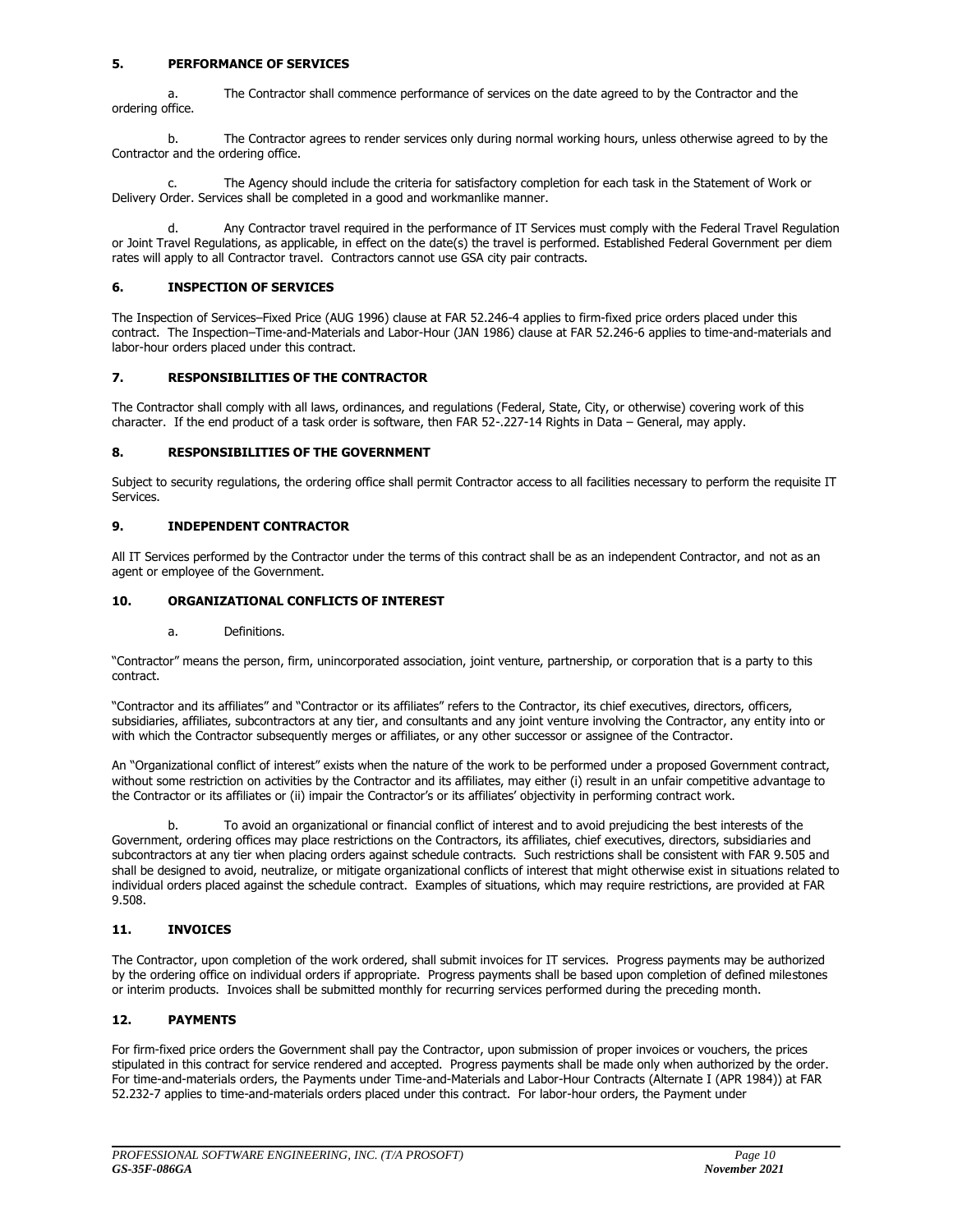## 5. PERFORMANCE OF SERVICES

a. The Contractor shall commence performance of services on the date agreed to by the Contractor and the ordering office.

b. The Contractor agrees to render services only during normal working hours, unless otherwise agreed to by the Contractor and the ordering office.

c. The Agency should include the criteria for satisfactory completion for each task in the Statement of Work or Delivery Order. Services shall be completed in a good and workmanlike manner.

d. Any Contractor travel required in the performance of IT Services must comply with the Federal Travel Regulation or Joint Travel Regulations, as applicable, in effect on the date(s) the travel is performed. Established Federal Government per diem rates will apply to all Contractor travel. Contractors cannot use GSA city pair contracts.

## 6. INSPECTION OF SERVICES

The Inspection of Services–Fixed Price (AUG 1996) clause at FAR 52.246-4 applies to firm-fixed price orders placed under this contract. The Inspection–Time-and-Materials and Labor-Hour (JAN 1986) clause at FAR 52.246-6 applies to time-and-materials and labor-hour orders placed under this contract.

## 7. RESPONSIBILITIES OF THE CONTRACTOR

The Contractor shall comply with all laws, ordinances, and regulations (Federal, State, City, or otherwise) covering work of this character. If the end product of a task order is software, then FAR 52-.227-14 Rights in Data – General, may apply.

## 8. RESPONSIBILITIES OF THE GOVERNMENT

Subject to security regulations, the ordering office shall permit Contractor access to all facilities necessary to perform the requisite IT Services.

## 9. INDEPENDENT CONTRACTOR

All IT Services performed by the Contractor under the terms of this contract shall be as an independent Contractor, and not as an agent or employee of the Government.

## 10. ORGANIZATIONAL CONFLICTS OF INTEREST

a. Definitions.

"Contractor" means the person, firm, unincorporated association, joint venture, partnership, or corporation that is a party to this contract.

"Contractor and its affiliates" and "Contractor or its affiliates" refers to the Contractor, its chief executives, directors, officers, subsidiaries, affiliates, subcontractors at any tier, and consultants and any joint venture involving the Contractor, any entity into or with which the Contractor subsequently merges or affiliates, or any other successor or assignee of the Contractor.

An "Organizational conflict of interest" exists when the nature of the work to be performed under a proposed Government contract, without some restriction on activities by the Contractor and its affiliates, may either (i) result in an unfair competitive advantage to the Contractor or its affiliates or (ii) impair the Contractor's or its affiliates' objectivity in performing contract work.

b. To avoid an organizational or financial conflict of interest and to avoid prejudicing the best interests of the Government, ordering offices may place restrictions on the Contractors, its affiliates, chief executives, directors, subsidiaries and subcontractors at any tier when placing orders against schedule contracts. Such restrictions shall be consistent with FAR 9.505 and shall be designed to avoid, neutralize, or mitigate organizational conflicts of interest that might otherwise exist in situations related to individual orders placed against the schedule contract. Examples of situations, which may require restrictions, are provided at FAR 9.508.

## 11. INVOICES

The Contractor, upon completion of the work ordered, shall submit invoices for IT services. Progress payments may be authorized by the ordering office on individual orders if appropriate. Progress payments shall be based upon completion of defined milestones or interim products. Invoices shall be submitted monthly for recurring services performed during the preceding month.

## 12. PAYMENTS

For firm-fixed price orders the Government shall pay the Contractor, upon submission of proper invoices or vouchers, the prices stipulated in this contract for service rendered and accepted. Progress payments shall be made only when authorized by the order. For time-and-materials orders, the Payments under Time-and-Materials and Labor-Hour Contracts (Alternate I (APR 1984)) at FAR 52.232-7 applies to time-and-materials orders placed under this contract. For labor-hour orders, the Payment under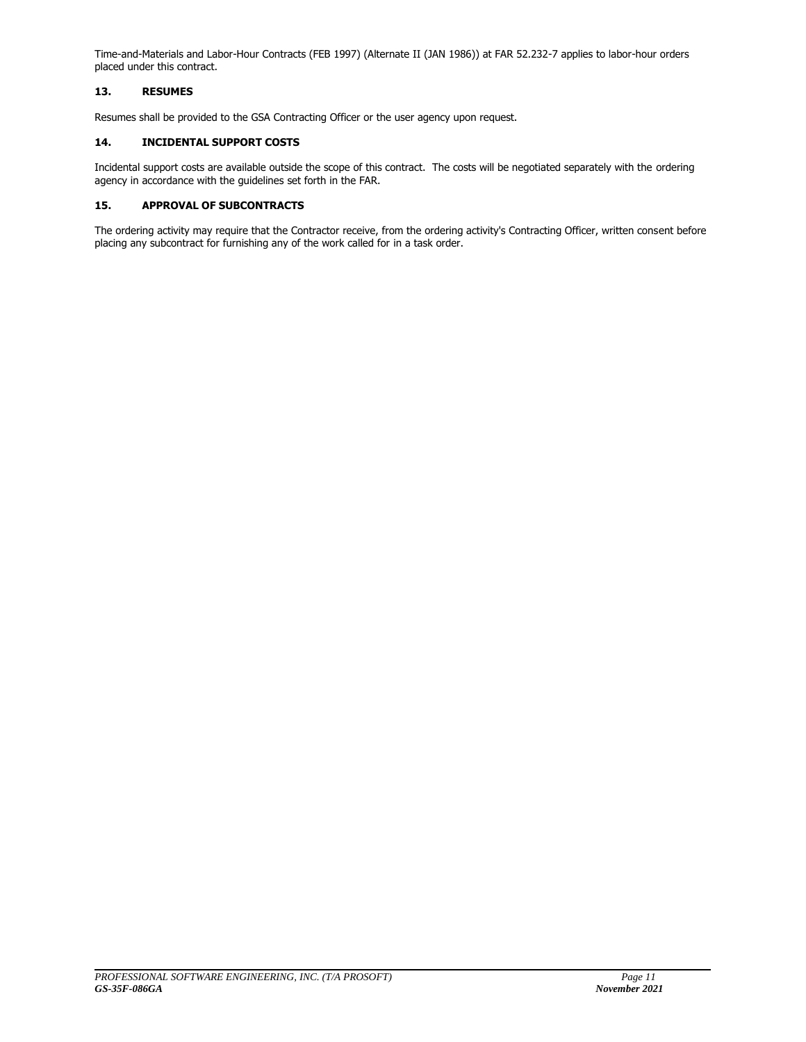Time-and-Materials and Labor-Hour Contracts (FEB 1997) (Alternate II (JAN 1986)) at FAR 52.232-7 applies to labor-hour orders placed under this contract.

## 13. RESUMES

Resumes shall be provided to the GSA Contracting Officer or the user agency upon request.

## 14. INCIDENTAL SUPPORT COSTS

Incidental support costs are available outside the scope of this contract. The costs will be negotiated separately with the ordering agency in accordance with the guidelines set forth in the FAR.

## 15. APPROVAL OF SUBCONTRACTS

The ordering activity may require that the Contractor receive, from the ordering activity's Contracting Officer, written consent before placing any subcontract for furnishing any of the work called for in a task order.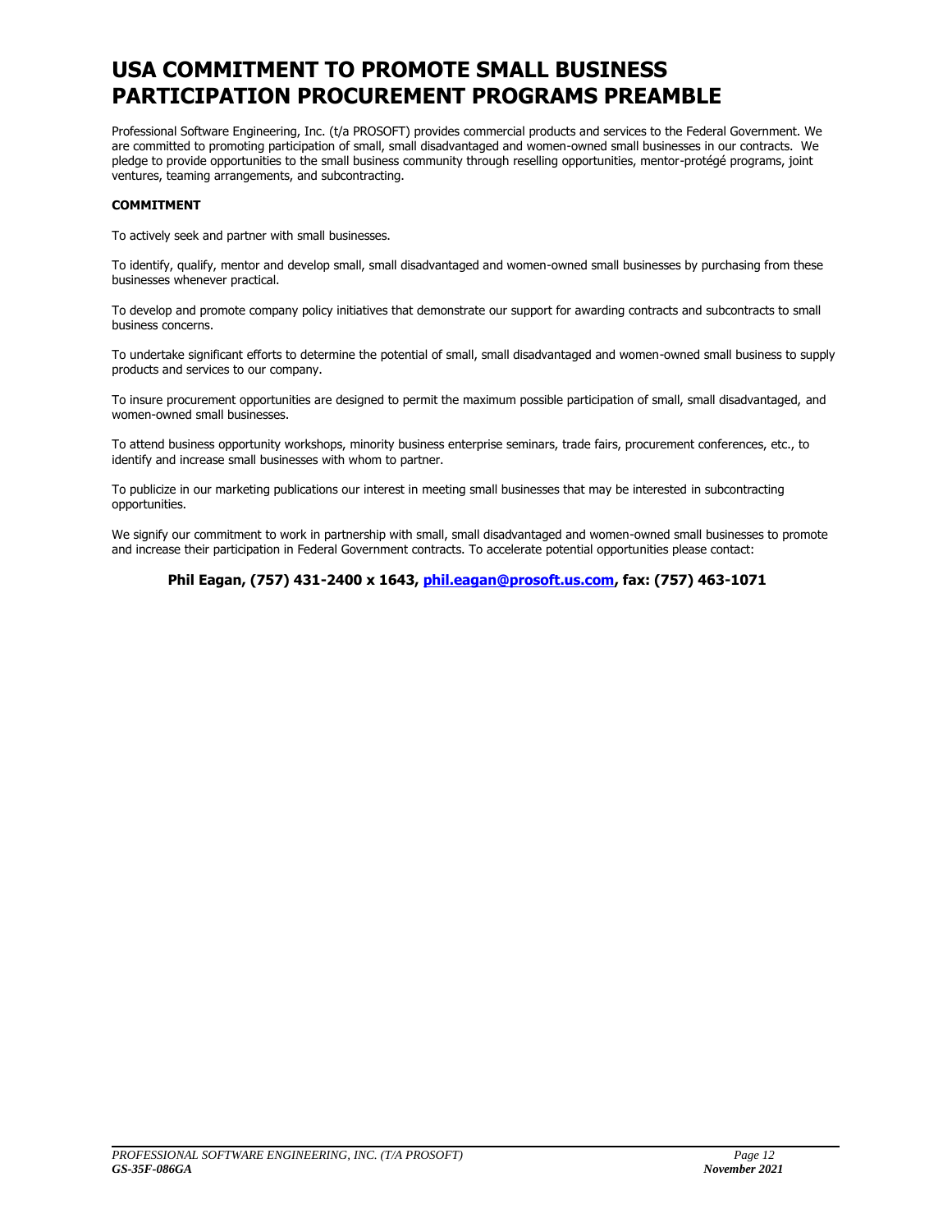# USA COMMITMENT TO PROMOTE SMALL BUSINESS PARTICIPATION PROCUREMENT PROGRAMS PREAMBLE

Professional Software Engineering, Inc. (t/a PROSOFT) provides commercial products and services to the Federal Government. We are committed to promoting participation of small, small disadvantaged and women-owned small businesses in our contracts. We pledge to provide opportunities to the small business community through reselling opportunities, mentor-protégé programs, joint ventures, teaming arrangements, and subcontracting.

**COMMITMENT**

To actively seek and partner with small businesses.

To identify, qualify, mentor and develop small, small disadvantaged and women-owned small businesses by purchasing from these businesses whenever practical.

To develop and promote company policy initiatives that demonstrate our support for awarding contracts and subcontracts to small business concerns.

To undertake significant efforts to determine the potential of small, small disadvantaged and women-owned small business to supply products and services to our company.

To insure procurement opportunities are designed to permit the maximum possible participation of small, small disadvantaged, and women-owned small businesses.

To attend business opportunity workshops, minority business enterprise seminars, trade fairs, procurement conferences, etc., to identify and increase small businesses with whom to partner.

To publicize in our marketing publications our interest in meeting small businesses that may be interested in subcontracting opportunities.

We signify our commitment to work in partnership with small, small disadvantaged and women-owned small businesses to promote and increase their participation in Federal Government contracts. To accelerate potential opportunities please contact:

**Phil Eagan, (757) 431-2400 x 1643, phil.eagan@prosoft.us.com, fax: (757) 463-1071**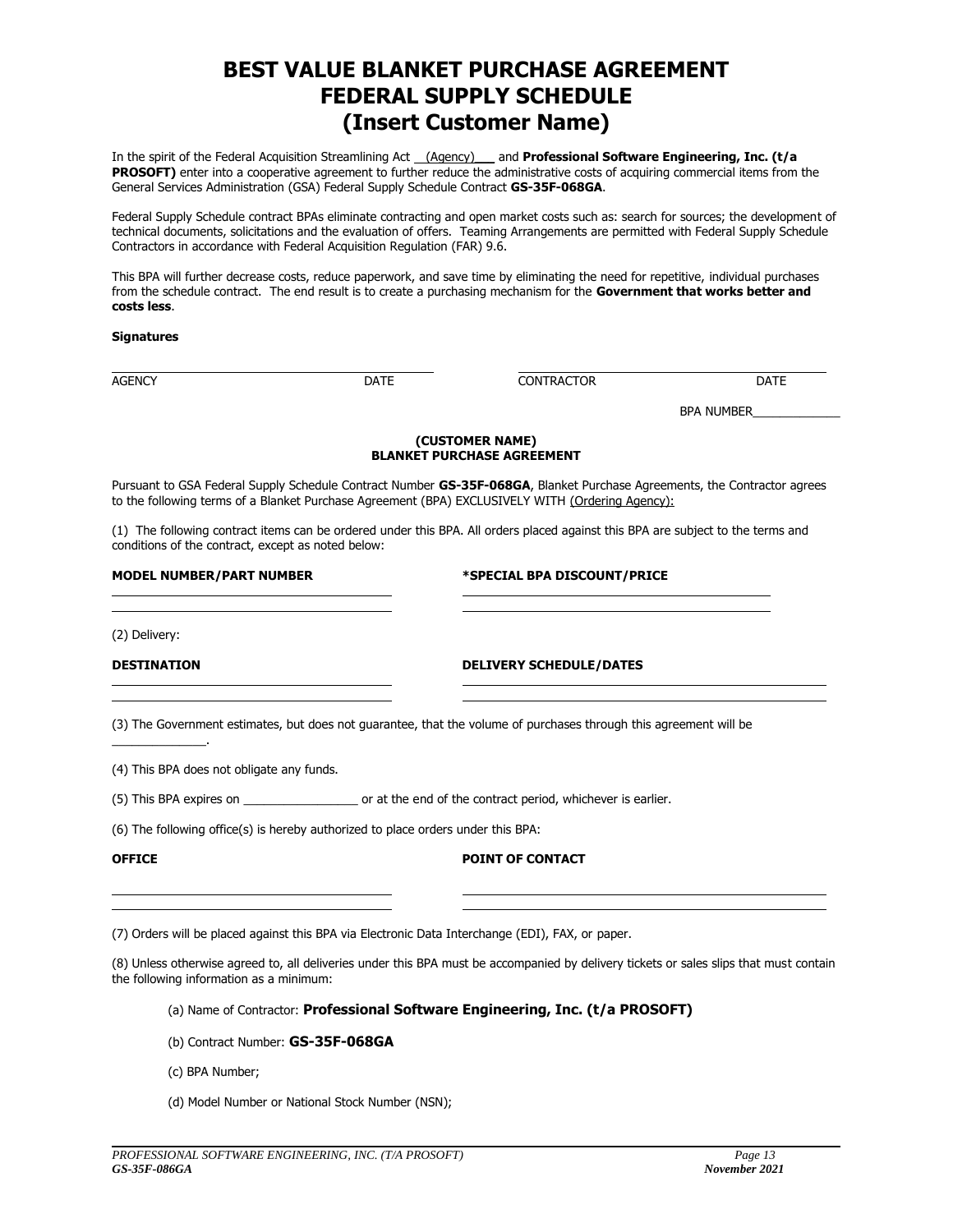# BEST VALUE BLANKET PURCHASE AGREEMENT
# FEDERAL SUPPLY SCHEDULE
# (Insert Customer Name)

In the spirit of the Federal Acquisition Streamlining Act __(Agency)___ and **Professional Software Engineering, Inc. (t/a PROSOFT)** enter into a cooperative agreement to further reduce the administrative costs of acquiring commercial items from the General Services Administration (GSA) Federal Supply Schedule Contract **GS-35F-068GA**.

Federal Supply Schedule contract BPAs eliminate contracting and open market costs such as: search for sources; the development of technical documents, solicitations and the evaluation of offers. Teaming Arrangements are permitted with Federal Supply Schedule Contractors in accordance with Federal Acquisition Regulation (FAR) 9.6.

This BPA will further decrease costs, reduce paperwork, and save time by eliminating the need for repetitive, individual purchases from the schedule contract. The end result is to create a purchasing mechanism for the **Government that works better and costs less**.

**Signatures**

| | | | |
|---|---|---|---|
| AGENCY | DATE | CONTRACTOR | DATE |

BPA NUMBER_____________

**(CUSTOMER NAME)**
**BLANKET PURCHASE AGREEMENT**

Pursuant to GSA Federal Supply Schedule Contract Number **GS-35F-068GA**, Blanket Purchase Agreements, the Contractor agrees to the following terms of a Blanket Purchase Agreement (BPA) EXCLUSIVELY WITH (Ordering Agency):

(1) The following contract items can be ordered under this BPA. All orders placed against this BPA are subject to the terms and conditions of the contract, except as noted below:

| MODEL NUMBER/PART NUMBER | *SPECIAL BPA DISCOUNT/PRICE |
|---|---|
| | |
| | |

(2) Delivery:

| DESTINATION | DELIVERY SCHEDULE/DATES |
|---|---|
| | |
| | |

(3) The Government estimates, but does not guarantee, that the volume of purchases through this agreement will be _____________.

(4) This BPA does not obligate any funds.

(5) This BPA expires on _________________ or at the end of the contract period, whichever is earlier.

(6) The following office(s) is hereby authorized to place orders under this BPA:

| OFFICE | POINT OF CONTACT |
|---|---|
| | |
| | |

(7) Orders will be placed against this BPA via Electronic Data Interchange (EDI), FAX, or paper.

(8) Unless otherwise agreed to, all deliveries under this BPA must be accompanied by delivery tickets or sales slips that must contain the following information as a minimum:

(a) Name of Contractor: **Professional Software Engineering, Inc. (t/a PROSOFT)**

(b) Contract Number: **GS-35F-068GA**

(c) BPA Number;

(d) Model Number or National Stock Number (NSN);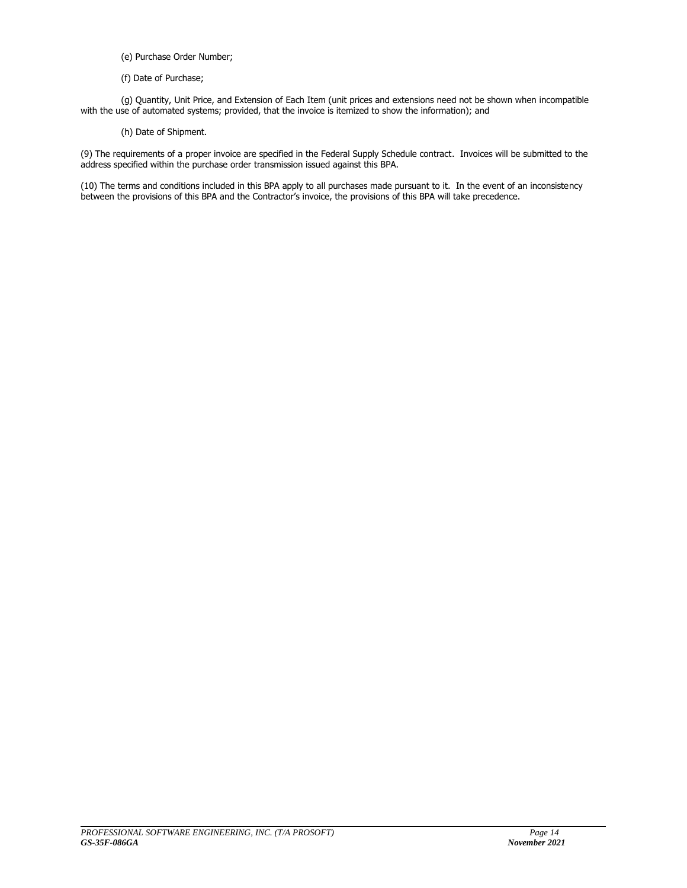(e) Purchase Order Number;

(f) Date of Purchase;

(g) Quantity, Unit Price, and Extension of Each Item (unit prices and extensions need not be shown when incompatible with the use of automated systems; provided, that the invoice is itemized to show the information); and

(h) Date of Shipment.

(9) The requirements of a proper invoice are specified in the Federal Supply Schedule contract. Invoices will be submitted to the address specified within the purchase order transmission issued against this BPA.

(10) The terms and conditions included in this BPA apply to all purchases made pursuant to it. In the event of an inconsistency between the provisions of this BPA and the Contractor's invoice, the provisions of this BPA will take precedence.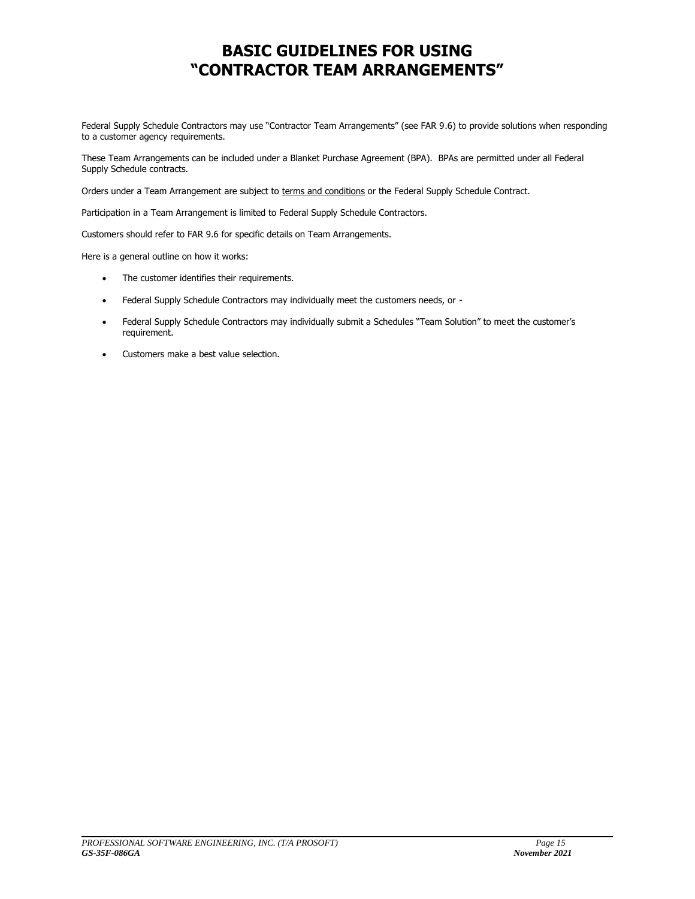# BASIC GUIDELINES FOR USING "CONTRACTOR TEAM ARRANGEMENTS"

Federal Supply Schedule Contractors may use "Contractor Team Arrangements" (see FAR 9.6) to provide solutions when responding to a customer agency requirements.

These Team Arrangements can be included under a Blanket Purchase Agreement (BPA). BPAs are permitted under all Federal Supply Schedule contracts.

Orders under a Team Arrangement are subject to terms and conditions or the Federal Supply Schedule Contract.

Participation in a Team Arrangement is limited to Federal Supply Schedule Contractors.

Customers should refer to FAR 9.6 for specific details on Team Arrangements.

Here is a general outline on how it works:

- The customer identifies their requirements.
- Federal Supply Schedule Contractors may individually meet the customers needs, or -
- Federal Supply Schedule Contractors may individually submit a Schedules "Team Solution" to meet the customer's requirement.
- Customers make a best value selection.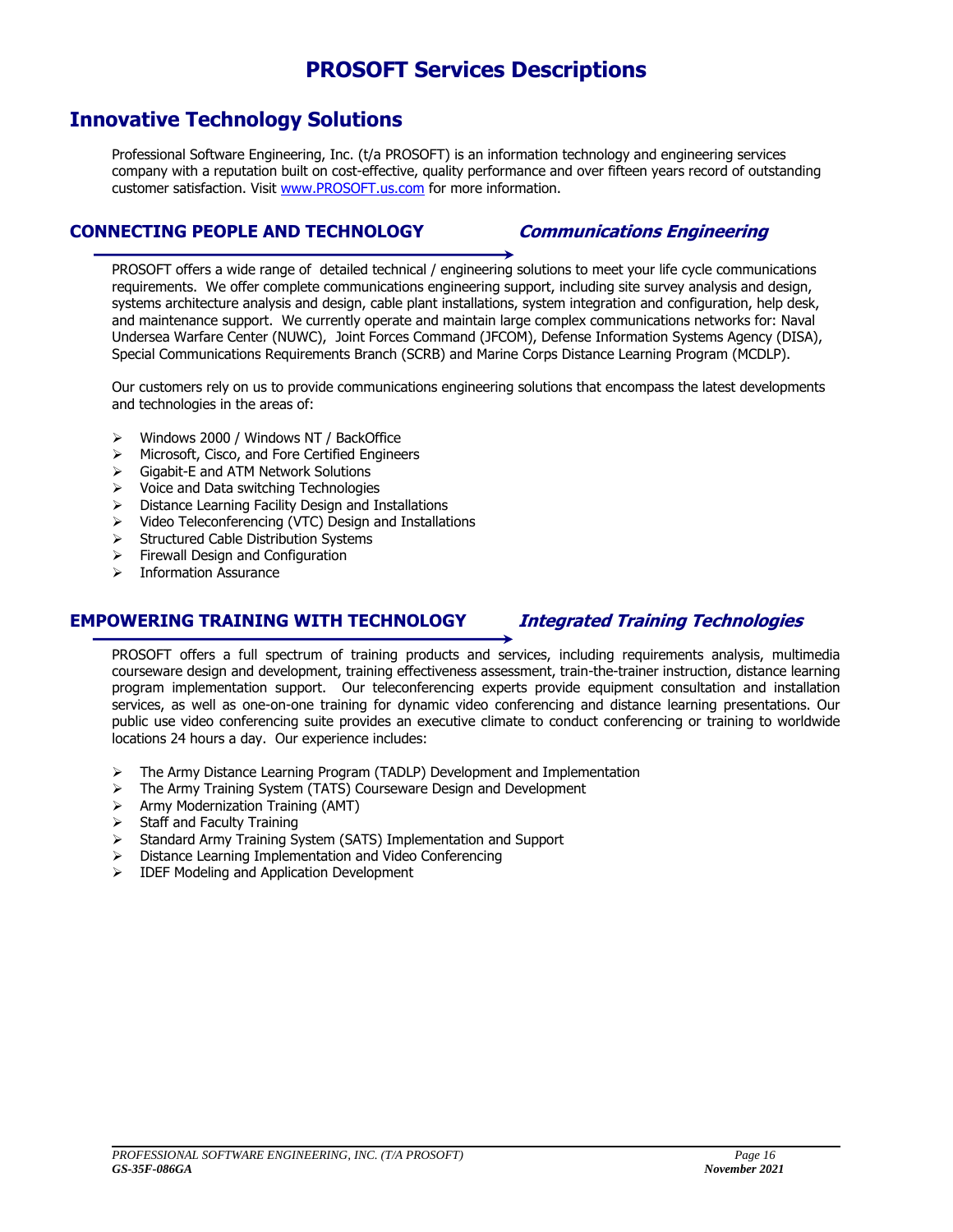# PROSOFT Services Descriptions

## Innovative Technology Solutions

Professional Software Engineering, Inc. (t/a PROSOFT) is an information technology and engineering services company with a reputation built on cost-effective, quality performance and over fifteen years record of outstanding customer satisfaction. Visit www.PROSOFT.us.com for more information.

### CONNECTING PEOPLE AND TECHNOLOGY — *Communications Engineering*

PROSOFT offers a wide range of detailed technical / engineering solutions to meet your life cycle communications requirements. We offer complete communications engineering support, including site survey analysis and design, systems architecture analysis and design, cable plant installations, system integration and configuration, help desk, and maintenance support. We currently operate and maintain large complex communications networks for: Naval Undersea Warfare Center (NUWC), Joint Forces Command (JFCOM), Defense Information Systems Agency (DISA), Special Communications Requirements Branch (SCRB) and Marine Corps Distance Learning Program (MCDLP).

Our customers rely on us to provide communications engineering solutions that encompass the latest developments and technologies in the areas of:

- Windows 2000 / Windows NT / BackOffice
- Microsoft, Cisco, and Fore Certified Engineers
- Gigabit-E and ATM Network Solutions
- Voice and Data switching Technologies
- Distance Learning Facility Design and Installations
- Video Teleconferencing (VTC) Design and Installations
- Structured Cable Distribution Systems
- Firewall Design and Configuration
- Information Assurance

### EMPOWERING TRAINING WITH TECHNOLOGY — *Integrated Training Technologies*

PROSOFT offers a full spectrum of training products and services, including requirements analysis, multimedia courseware design and development, training effectiveness assessment, train-the-trainer instruction, distance learning program implementation support. Our teleconferencing experts provide equipment consultation and installation services, as well as one-on-one training for dynamic video conferencing and distance learning presentations. Our public use video conferencing suite provides an executive climate to conduct conferencing or training to worldwide locations 24 hours a day. Our experience includes:

- The Army Distance Learning Program (TADLP) Development and Implementation
- The Army Training System (TATS) Courseware Design and Development
- Army Modernization Training (AMT)
- Staff and Faculty Training
- Standard Army Training System (SATS) Implementation and Support
- Distance Learning Implementation and Video Conferencing
- IDEF Modeling and Application Development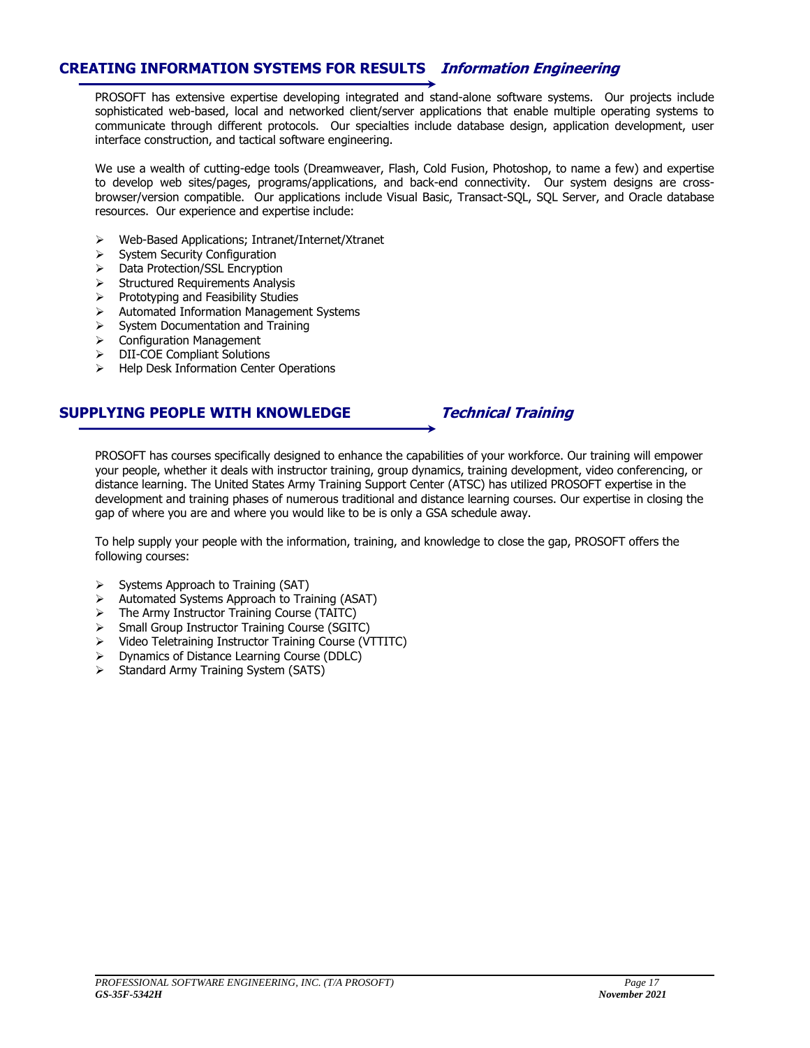## CREATING INFORMATION SYSTEMS FOR RESULTS *Information Engineering*

PROSOFT has extensive expertise developing integrated and stand-alone software systems. Our projects include sophisticated web-based, local and networked client/server applications that enable multiple operating systems to communicate through different protocols. Our specialties include database design, application development, user interface construction, and tactical software engineering.

We use a wealth of cutting-edge tools (Dreamweaver, Flash, Cold Fusion, Photoshop, to name a few) and expertise to develop web sites/pages, programs/applications, and back-end connectivity. Our system designs are cross-browser/version compatible. Our applications include Visual Basic, Transact-SQL, SQL Server, and Oracle database resources. Our experience and expertise include:

- Web-Based Applications; Intranet/Internet/Xtranet
- System Security Configuration
- Data Protection/SSL Encryption
- Structured Requirements Analysis
- Prototyping and Feasibility Studies
- Automated Information Management Systems
- System Documentation and Training
- Configuration Management
- DII-COE Compliant Solutions
- Help Desk Information Center Operations

## SUPPLYING PEOPLE WITH KNOWLEDGE *Technical Training*

PROSOFT has courses specifically designed to enhance the capabilities of your workforce. Our training will empower your people, whether it deals with instructor training, group dynamics, training development, video conferencing, or distance learning. The United States Army Training Support Center (ATSC) has utilized PROSOFT expertise in the development and training phases of numerous traditional and distance learning courses. Our expertise in closing the gap of where you are and where you would like to be is only a GSA schedule away.

To help supply your people with the information, training, and knowledge to close the gap, PROSOFT offers the following courses:

- Systems Approach to Training (SAT)
- Automated Systems Approach to Training (ASAT)
- The Army Instructor Training Course (TAITC)
- Small Group Instructor Training Course (SGITC)
- Video Teletraining Instructor Training Course (VTTITC)
- Dynamics of Distance Learning Course (DDLC)
- Standard Army Training System (SATS)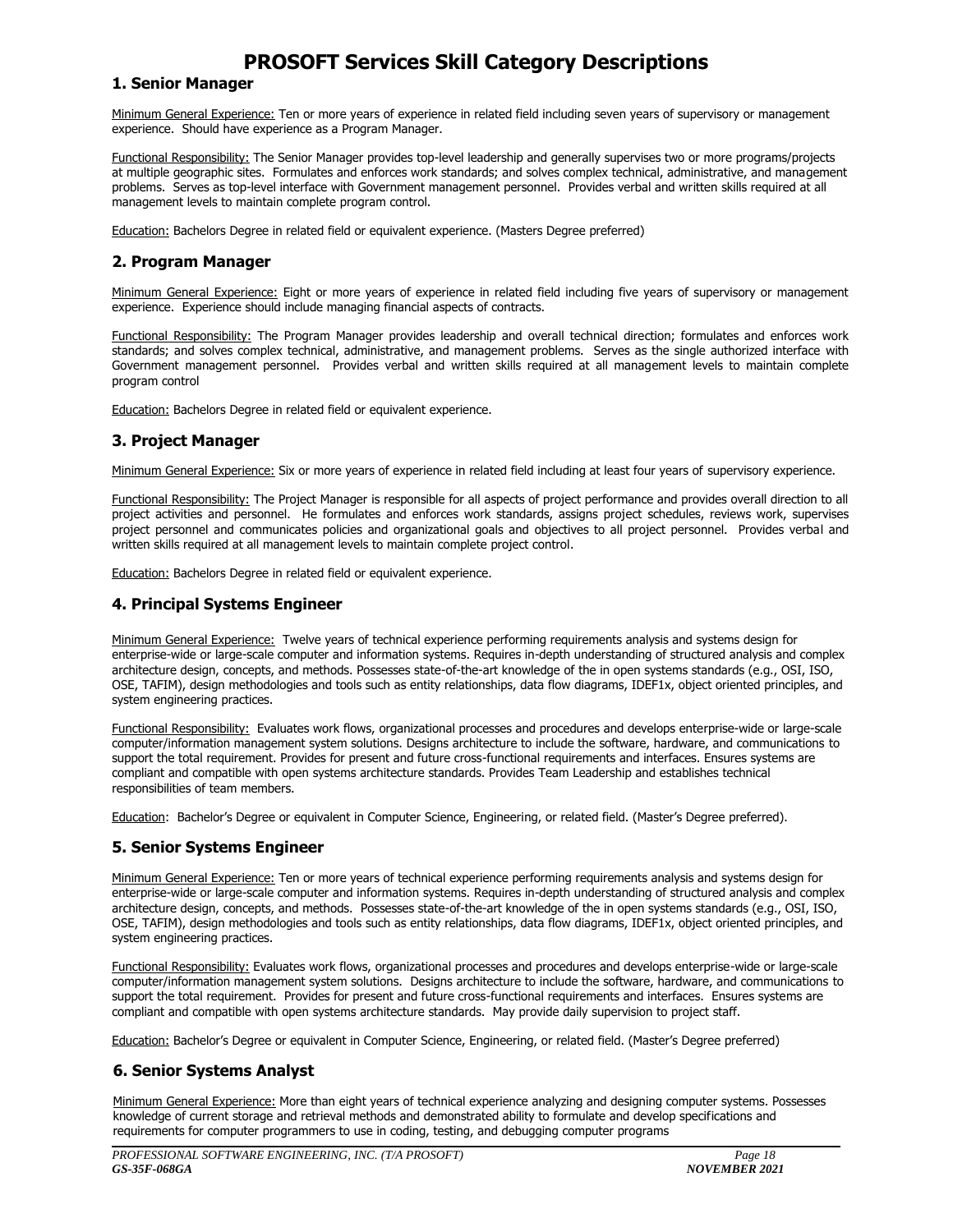# PROSOFT Services Skill Category Descriptions

## 1. Senior Manager

Minimum General Experience: Ten or more years of experience in related field including seven years of supervisory or management experience. Should have experience as a Program Manager.

Functional Responsibility: The Senior Manager provides top-level leadership and generally supervises two or more programs/projects at multiple geographic sites. Formulates and enforces work standards; and solves complex technical, administrative, and management problems. Serves as top-level interface with Government management personnel. Provides verbal and written skills required at all management levels to maintain complete program control.

Education: Bachelors Degree in related field or equivalent experience. (Masters Degree preferred)

## 2. Program Manager

Minimum General Experience: Eight or more years of experience in related field including five years of supervisory or management experience. Experience should include managing financial aspects of contracts.

Functional Responsibility: The Program Manager provides leadership and overall technical direction; formulates and enforces work standards; and solves complex technical, administrative, and management problems. Serves as the single authorized interface with Government management personnel. Provides verbal and written skills required at all management levels to maintain complete program control

Education: Bachelors Degree in related field or equivalent experience.

## 3. Project Manager

Minimum General Experience: Six or more years of experience in related field including at least four years of supervisory experience.

Functional Responsibility: The Project Manager is responsible for all aspects of project performance and provides overall direction to all project activities and personnel. He formulates and enforces work standards, assigns project schedules, reviews work, supervises project personnel and communicates policies and organizational goals and objectives to all project personnel. Provides verbal and written skills required at all management levels to maintain complete project control.

Education: Bachelors Degree in related field or equivalent experience.

## 4. Principal Systems Engineer

Minimum General Experience: Twelve years of technical experience performing requirements analysis and systems design for enterprise-wide or large-scale computer and information systems. Requires in-depth understanding of structured analysis and complex architecture design, concepts, and methods. Possesses state-of-the-art knowledge of the in open systems standards (e.g., OSI, ISO, OSE, TAFIM), design methodologies and tools such as entity relationships, data flow diagrams, IDEF1x, object oriented principles, and system engineering practices.

Functional Responsibility: Evaluates work flows, organizational processes and procedures and develops enterprise-wide or large-scale computer/information management system solutions. Designs architecture to include the software, hardware, and communications to support the total requirement. Provides for present and future cross-functional requirements and interfaces. Ensures systems are compliant and compatible with open systems architecture standards. Provides Team Leadership and establishes technical responsibilities of team members.

Education: Bachelor's Degree or equivalent in Computer Science, Engineering, or related field. (Master's Degree preferred).

## 5. Senior Systems Engineer

Minimum General Experience: Ten or more years of technical experience performing requirements analysis and systems design for enterprise-wide or large-scale computer and information systems. Requires in-depth understanding of structured analysis and complex architecture design, concepts, and methods. Possesses state-of-the-art knowledge of the in open systems standards (e.g., OSI, ISO, OSE, TAFIM), design methodologies and tools such as entity relationships, data flow diagrams, IDEF1x, object oriented principles, and system engineering practices.

Functional Responsibility: Evaluates work flows, organizational processes and procedures and develops enterprise-wide or large-scale computer/information management system solutions. Designs architecture to include the software, hardware, and communications to support the total requirement. Provides for present and future cross-functional requirements and interfaces. Ensures systems are compliant and compatible with open systems architecture standards. May provide daily supervision to project staff.

Education: Bachelor's Degree or equivalent in Computer Science, Engineering, or related field. (Master's Degree preferred)

## 6. Senior Systems Analyst

Minimum General Experience: More than eight years of technical experience analyzing and designing computer systems. Possesses knowledge of current storage and retrieval methods and demonstrated ability to formulate and develop specifications and requirements for computer programmers to use in coding, testing, and debugging computer programs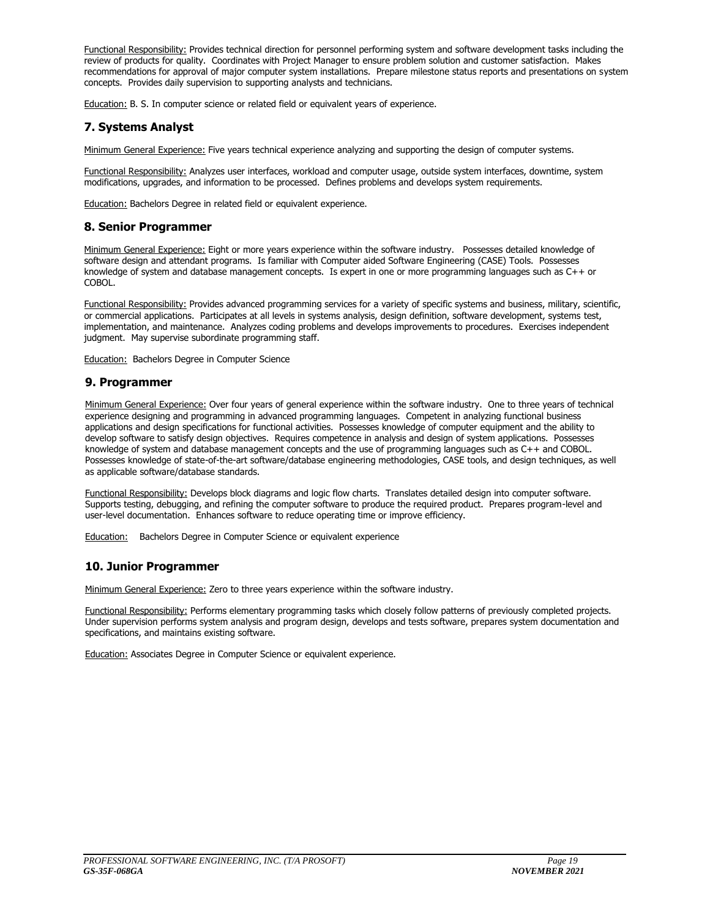Functional Responsibility: Provides technical direction for personnel performing system and software development tasks including the review of products for quality. Coordinates with Project Manager to ensure problem solution and customer satisfaction. Makes recommendations for approval of major computer system installations. Prepare milestone status reports and presentations on system concepts. Provides daily supervision to supporting analysts and technicians.

Education: B. S. In computer science or related field or equivalent years of experience.

## 7. Systems Analyst

Minimum General Experience: Five years technical experience analyzing and supporting the design of computer systems.

Functional Responsibility: Analyzes user interfaces, workload and computer usage, outside system interfaces, downtime, system modifications, upgrades, and information to be processed. Defines problems and develops system requirements.

Education: Bachelors Degree in related field or equivalent experience.

## 8. Senior Programmer

Minimum General Experience: Eight or more years experience within the software industry. Possesses detailed knowledge of software design and attendant programs. Is familiar with Computer aided Software Engineering (CASE) Tools. Possesses knowledge of system and database management concepts. Is expert in one or more programming languages such as C++ or COBOL.

Functional Responsibility: Provides advanced programming services for a variety of specific systems and business, military, scientific, or commercial applications. Participates at all levels in systems analysis, design definition, software development, systems test, implementation, and maintenance. Analyzes coding problems and develops improvements to procedures. Exercises independent judgment. May supervise subordinate programming staff.

Education: Bachelors Degree in Computer Science

## 9. Programmer

Minimum General Experience: Over four years of general experience within the software industry. One to three years of technical experience designing and programming in advanced programming languages. Competent in analyzing functional business applications and design specifications for functional activities. Possesses knowledge of computer equipment and the ability to develop software to satisfy design objectives. Requires competence in analysis and design of system applications. Possesses knowledge of system and database management concepts and the use of programming languages such as C++ and COBOL. Possesses knowledge of state-of-the-art software/database engineering methodologies, CASE tools, and design techniques, as well as applicable software/database standards.

Functional Responsibility: Develops block diagrams and logic flow charts. Translates detailed design into computer software. Supports testing, debugging, and refining the computer software to produce the required product. Prepares program-level and user-level documentation. Enhances software to reduce operating time or improve efficiency.

Education: Bachelors Degree in Computer Science or equivalent experience

## 10. Junior Programmer

Minimum General Experience: Zero to three years experience within the software industry.

Functional Responsibility: Performs elementary programming tasks which closely follow patterns of previously completed projects. Under supervision performs system analysis and program design, develops and tests software, prepares system documentation and specifications, and maintains existing software.

Education: Associates Degree in Computer Science or equivalent experience.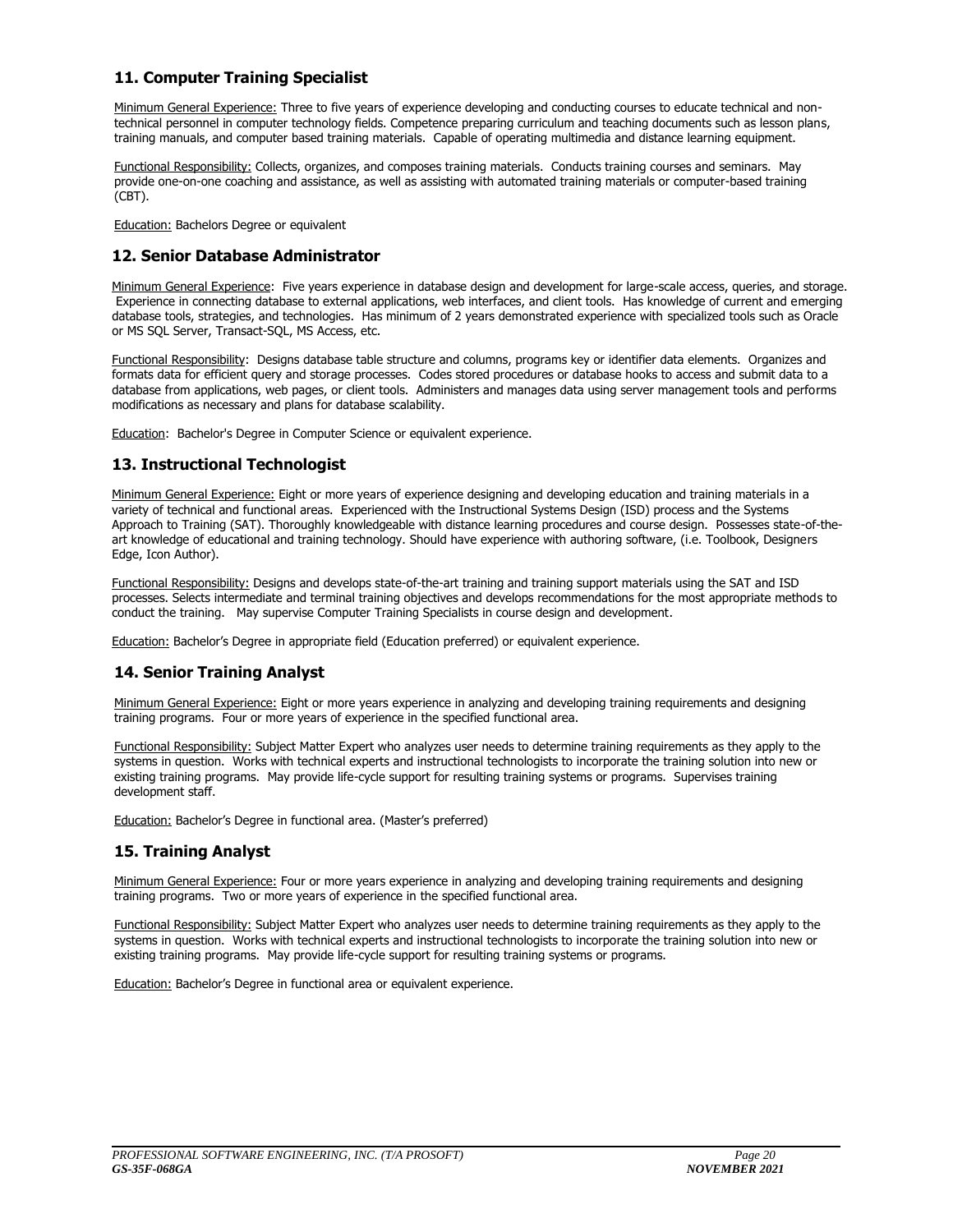## 11. Computer Training Specialist

Minimum General Experience: Three to five years of experience developing and conducting courses to educate technical and non-technical personnel in computer technology fields. Competence preparing curriculum and teaching documents such as lesson plans, training manuals, and computer based training materials. Capable of operating multimedia and distance learning equipment.

Functional Responsibility: Collects, organizes, and composes training materials. Conducts training courses and seminars. May provide one-on-one coaching and assistance, as well as assisting with automated training materials or computer-based training (CBT).

Education: Bachelors Degree or equivalent

## 12. Senior Database Administrator

Minimum General Experience: Five years experience in database design and development for large-scale access, queries, and storage. Experience in connecting database to external applications, web interfaces, and client tools. Has knowledge of current and emerging database tools, strategies, and technologies. Has minimum of 2 years demonstrated experience with specialized tools such as Oracle or MS SQL Server, Transact-SQL, MS Access, etc.

Functional Responsibility: Designs database table structure and columns, programs key or identifier data elements. Organizes and formats data for efficient query and storage processes. Codes stored procedures or database hooks to access and submit data to a database from applications, web pages, or client tools. Administers and manages data using server management tools and performs modifications as necessary and plans for database scalability.

Education: Bachelor's Degree in Computer Science or equivalent experience.

## 13. Instructional Technologist

Minimum General Experience: Eight or more years of experience designing and developing education and training materials in a variety of technical and functional areas. Experienced with the Instructional Systems Design (ISD) process and the Systems Approach to Training (SAT). Thoroughly knowledgeable with distance learning procedures and course design. Possesses state-of-the-art knowledge of educational and training technology. Should have experience with authoring software, (i.e. Toolbook, Designers Edge, Icon Author).

Functional Responsibility: Designs and develops state-of-the-art training and training support materials using the SAT and ISD processes. Selects intermediate and terminal training objectives and develops recommendations for the most appropriate methods to conduct the training. May supervise Computer Training Specialists in course design and development.

Education: Bachelor's Degree in appropriate field (Education preferred) or equivalent experience.

## 14. Senior Training Analyst

Minimum General Experience: Eight or more years experience in analyzing and developing training requirements and designing training programs. Four or more years of experience in the specified functional area.

Functional Responsibility: Subject Matter Expert who analyzes user needs to determine training requirements as they apply to the systems in question. Works with technical experts and instructional technologists to incorporate the training solution into new or existing training programs. May provide life-cycle support for resulting training systems or programs. Supervises training development staff.

Education: Bachelor's Degree in functional area. (Master's preferred)

## 15. Training Analyst

Minimum General Experience: Four or more years experience in analyzing and developing training requirements and designing training programs. Two or more years of experience in the specified functional area.

Functional Responsibility: Subject Matter Expert who analyzes user needs to determine training requirements as they apply to the systems in question. Works with technical experts and instructional technologists to incorporate the training solution into new or existing training programs. May provide life-cycle support for resulting training systems or programs.

Education: Bachelor's Degree in functional area or equivalent experience.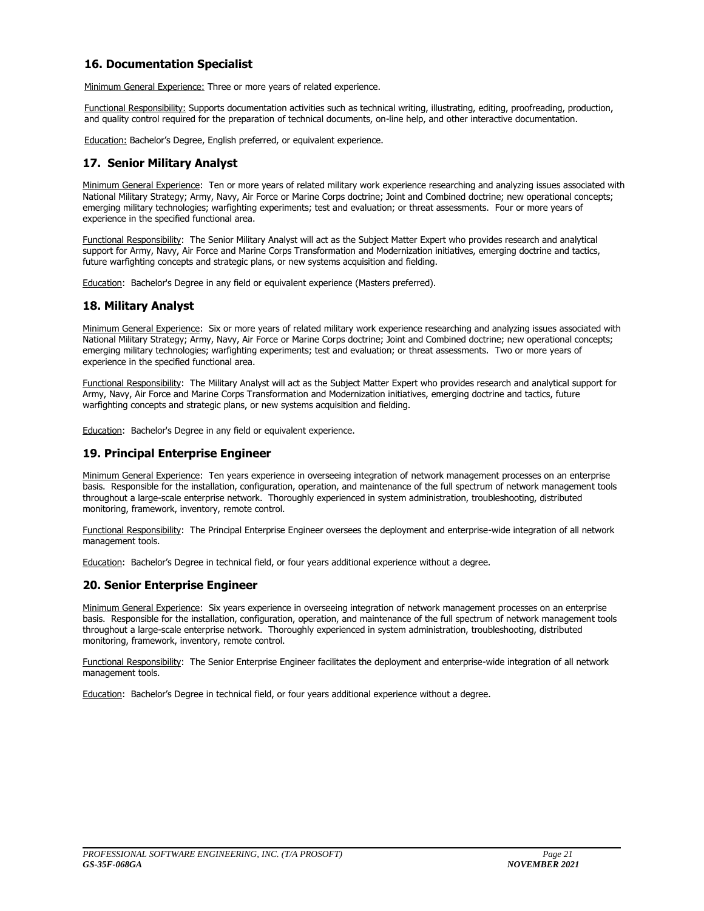## 16. Documentation Specialist

Minimum General Experience: Three or more years of related experience.

Functional Responsibility: Supports documentation activities such as technical writing, illustrating, editing, proofreading, production, and quality control required for the preparation of technical documents, on-line help, and other interactive documentation.

Education: Bachelor's Degree, English preferred, or equivalent experience.

## 17. Senior Military Analyst

Minimum General Experience: Ten or more years of related military work experience researching and analyzing issues associated with National Military Strategy; Army, Navy, Air Force or Marine Corps doctrine; Joint and Combined doctrine; new operational concepts; emerging military technologies; warfighting experiments; test and evaluation; or threat assessments. Four or more years of experience in the specified functional area.

Functional Responsibility: The Senior Military Analyst will act as the Subject Matter Expert who provides research and analytical support for Army, Navy, Air Force and Marine Corps Transformation and Modernization initiatives, emerging doctrine and tactics, future warfighting concepts and strategic plans, or new systems acquisition and fielding.

Education: Bachelor's Degree in any field or equivalent experience (Masters preferred).

## 18. Military Analyst

Minimum General Experience: Six or more years of related military work experience researching and analyzing issues associated with National Military Strategy; Army, Navy, Air Force or Marine Corps doctrine; Joint and Combined doctrine; new operational concepts; emerging military technologies; warfighting experiments; test and evaluation; or threat assessments. Two or more years of experience in the specified functional area.

Functional Responsibility: The Military Analyst will act as the Subject Matter Expert who provides research and analytical support for Army, Navy, Air Force and Marine Corps Transformation and Modernization initiatives, emerging doctrine and tactics, future warfighting concepts and strategic plans, or new systems acquisition and fielding.

Education: Bachelor's Degree in any field or equivalent experience.

## 19. Principal Enterprise Engineer

Minimum General Experience: Ten years experience in overseeing integration of network management processes on an enterprise basis. Responsible for the installation, configuration, operation, and maintenance of the full spectrum of network management tools throughout a large-scale enterprise network. Thoroughly experienced in system administration, troubleshooting, distributed monitoring, framework, inventory, remote control.

Functional Responsibility: The Principal Enterprise Engineer oversees the deployment and enterprise-wide integration of all network management tools.

Education: Bachelor's Degree in technical field, or four years additional experience without a degree.

## 20. Senior Enterprise Engineer

Minimum General Experience: Six years experience in overseeing integration of network management processes on an enterprise basis. Responsible for the installation, configuration, operation, and maintenance of the full spectrum of network management tools throughout a large-scale enterprise network. Thoroughly experienced in system administration, troubleshooting, distributed monitoring, framework, inventory, remote control.

Functional Responsibility: The Senior Enterprise Engineer facilitates the deployment and enterprise-wide integration of all network management tools.

Education: Bachelor's Degree in technical field, or four years additional experience without a degree.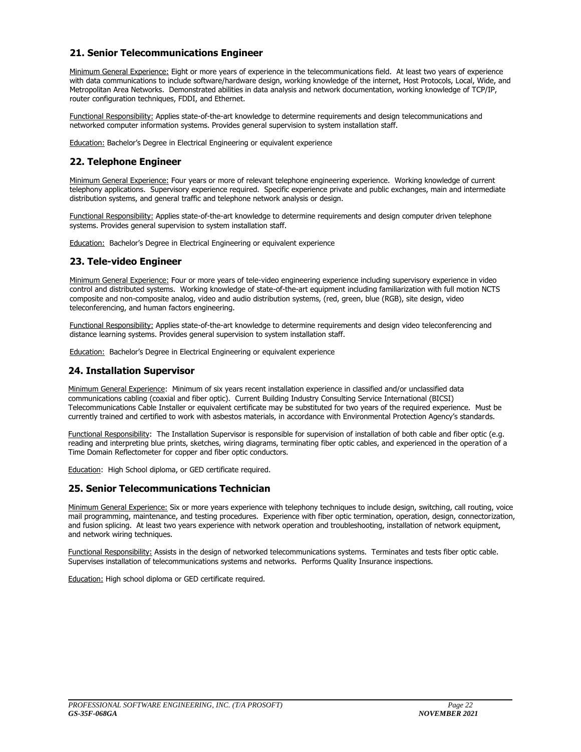## 21. Senior Telecommunications Engineer

Minimum General Experience: Eight or more years of experience in the telecommunications field. At least two years of experience with data communications to include software/hardware design, working knowledge of the internet, Host Protocols, Local, Wide, and Metropolitan Area Networks. Demonstrated abilities in data analysis and network documentation, working knowledge of TCP/IP, router configuration techniques, FDDI, and Ethernet.

Functional Responsibility: Applies state-of-the-art knowledge to determine requirements and design telecommunications and networked computer information systems. Provides general supervision to system installation staff.

Education: Bachelor's Degree in Electrical Engineering or equivalent experience

## 22. Telephone Engineer

Minimum General Experience: Four years or more of relevant telephone engineering experience. Working knowledge of current telephony applications. Supervisory experience required. Specific experience private and public exchanges, main and intermediate distribution systems, and general traffic and telephone network analysis or design.

Functional Responsibility: Applies state-of-the-art knowledge to determine requirements and design computer driven telephone systems. Provides general supervision to system installation staff.

Education: Bachelor's Degree in Electrical Engineering or equivalent experience

## 23. Tele-video Engineer

Minimum General Experience: Four or more years of tele-video engineering experience including supervisory experience in video control and distributed systems. Working knowledge of state-of-the-art equipment including familiarization with full motion NCTS composite and non-composite analog, video and audio distribution systems, (red, green, blue (RGB), site design, video teleconferencing, and human factors engineering.

Functional Responsibility: Applies state-of-the-art knowledge to determine requirements and design video teleconferencing and distance learning systems. Provides general supervision to system installation staff.

Education: Bachelor's Degree in Electrical Engineering or equivalent experience

## 24. Installation Supervisor

Minimum General Experience: Minimum of six years recent installation experience in classified and/or unclassified data communications cabling (coaxial and fiber optic). Current Building Industry Consulting Service International (BICSI) Telecommunications Cable Installer or equivalent certificate may be substituted for two years of the required experience. Must be currently trained and certified to work with asbestos materials, in accordance with Environmental Protection Agency's standards.

Functional Responsibility: The Installation Supervisor is responsible for supervision of installation of both cable and fiber optic (e.g. reading and interpreting blue prints, sketches, wiring diagrams, terminating fiber optic cables, and experienced in the operation of a Time Domain Reflectometer for copper and fiber optic conductors.

Education: High School diploma, or GED certificate required.

## 25. Senior Telecommunications Technician

Minimum General Experience: Six or more years experience with telephony techniques to include design, switching, call routing, voice mail programming, maintenance, and testing procedures. Experience with fiber optic termination, operation, design, connectorization, and fusion splicing. At least two years experience with network operation and troubleshooting, installation of network equipment, and network wiring techniques.

Functional Responsibility: Assists in the design of networked telecommunications systems. Terminates and tests fiber optic cable. Supervises installation of telecommunications systems and networks. Performs Quality Insurance inspections.

Education: High school diploma or GED certificate required.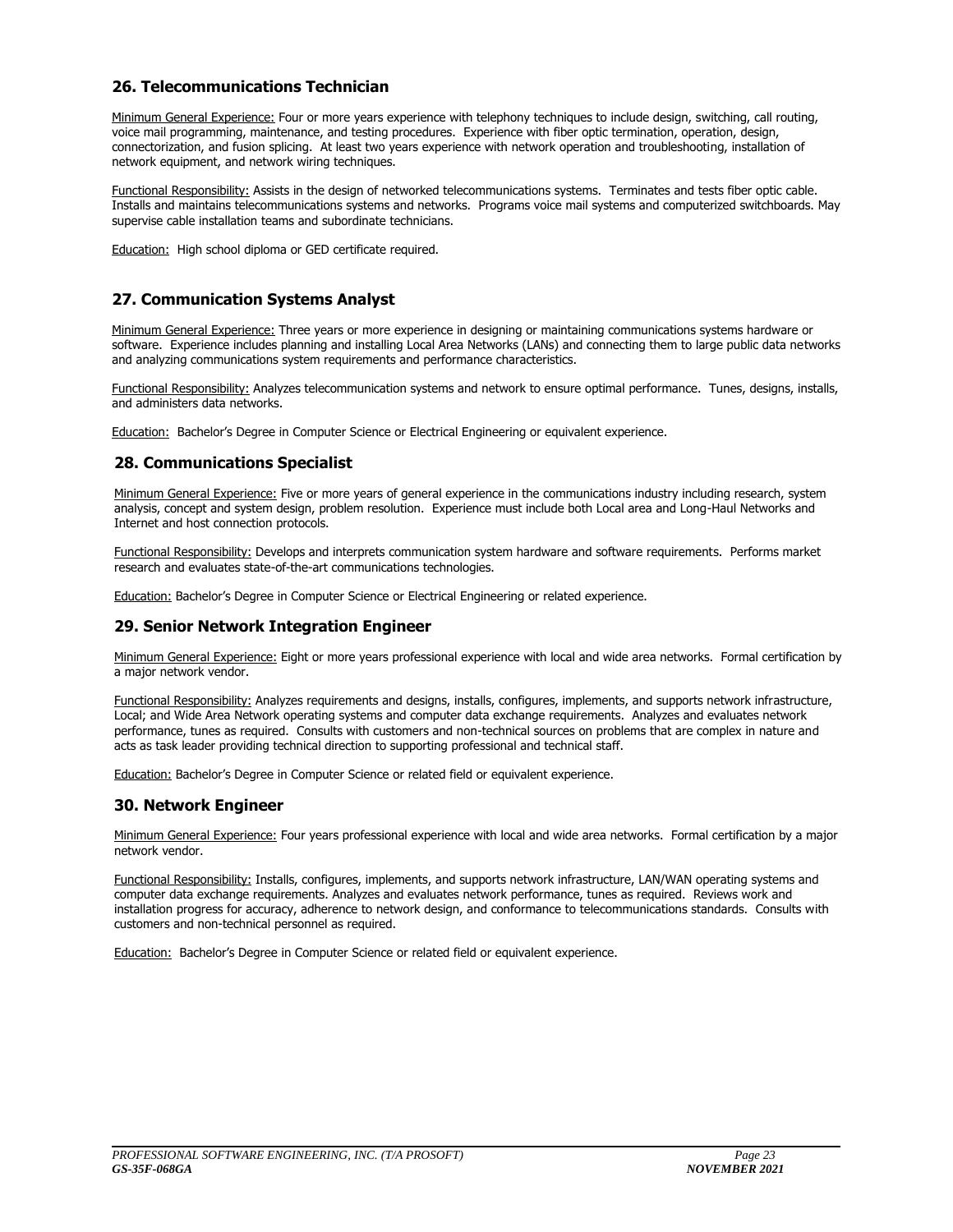## 26. Telecommunications Technician

Minimum General Experience: Four or more years experience with telephony techniques to include design, switching, call routing, voice mail programming, maintenance, and testing procedures. Experience with fiber optic termination, operation, design, connectorization, and fusion splicing. At least two years experience with network operation and troubleshooting, installation of network equipment, and network wiring techniques.

Functional Responsibility: Assists in the design of networked telecommunications systems. Terminates and tests fiber optic cable. Installs and maintains telecommunications systems and networks. Programs voice mail systems and computerized switchboards. May supervise cable installation teams and subordinate technicians.

Education: High school diploma or GED certificate required.

## 27. Communication Systems Analyst

Minimum General Experience: Three years or more experience in designing or maintaining communications systems hardware or software. Experience includes planning and installing Local Area Networks (LANs) and connecting them to large public data networks and analyzing communications system requirements and performance characteristics.

Functional Responsibility: Analyzes telecommunication systems and network to ensure optimal performance. Tunes, designs, installs, and administers data networks.

Education: Bachelor's Degree in Computer Science or Electrical Engineering or equivalent experience.

## 28. Communications Specialist

Minimum General Experience: Five or more years of general experience in the communications industry including research, system analysis, concept and system design, problem resolution. Experience must include both Local area and Long-Haul Networks and Internet and host connection protocols.

Functional Responsibility: Develops and interprets communication system hardware and software requirements. Performs market research and evaluates state-of-the-art communications technologies.

Education: Bachelor's Degree in Computer Science or Electrical Engineering or related experience.

## 29. Senior Network Integration Engineer

Minimum General Experience: Eight or more years professional experience with local and wide area networks. Formal certification by a major network vendor.

Functional Responsibility: Analyzes requirements and designs, installs, configures, implements, and supports network infrastructure, Local; and Wide Area Network operating systems and computer data exchange requirements. Analyzes and evaluates network performance, tunes as required. Consults with customers and non-technical sources on problems that are complex in nature and acts as task leader providing technical direction to supporting professional and technical staff.

Education: Bachelor's Degree in Computer Science or related field or equivalent experience.

## 30. Network Engineer

Minimum General Experience: Four years professional experience with local and wide area networks. Formal certification by a major network vendor.

Functional Responsibility: Installs, configures, implements, and supports network infrastructure, LAN/WAN operating systems and computer data exchange requirements. Analyzes and evaluates network performance, tunes as required. Reviews work and installation progress for accuracy, adherence to network design, and conformance to telecommunications standards. Consults with customers and non-technical personnel as required.

Education: Bachelor's Degree in Computer Science or related field or equivalent experience.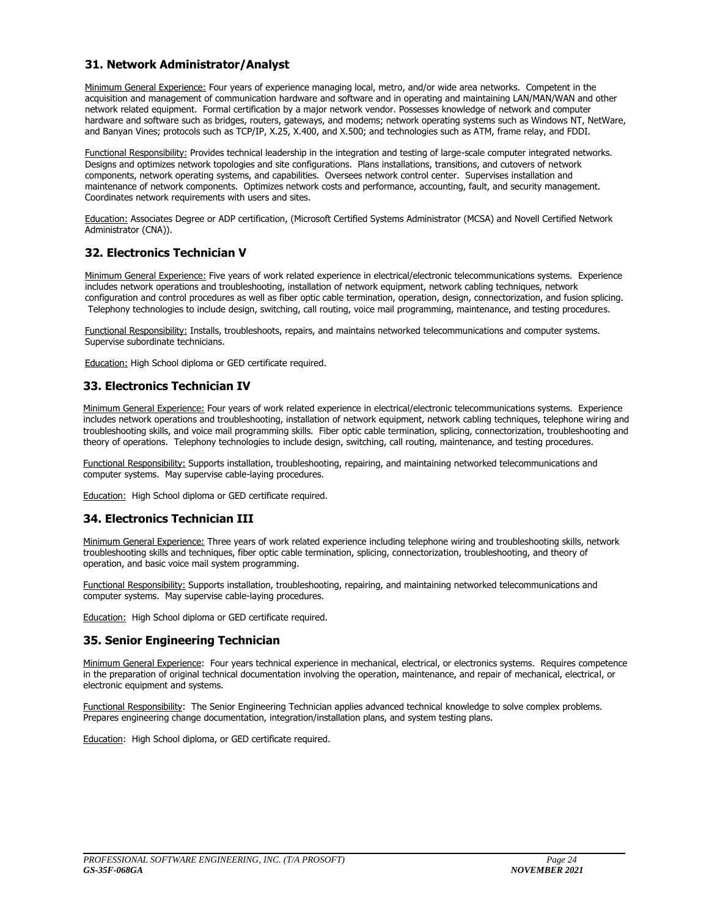## 31. Network Administrator/Analyst

Minimum General Experience: Four years of experience managing local, metro, and/or wide area networks. Competent in the acquisition and management of communication hardware and software and in operating and maintaining LAN/MAN/WAN and other network related equipment. Formal certification by a major network vendor. Possesses knowledge of network and computer hardware and software such as bridges, routers, gateways, and modems; network operating systems such as Windows NT, NetWare, and Banyan Vines; protocols such as TCP/IP, X.25, X.400, and X.500; and technologies such as ATM, frame relay, and FDDI.

Functional Responsibility: Provides technical leadership in the integration and testing of large-scale computer integrated networks. Designs and optimizes network topologies and site configurations. Plans installations, transitions, and cutovers of network components, network operating systems, and capabilities. Oversees network control center. Supervises installation and maintenance of network components. Optimizes network costs and performance, accounting, fault, and security management. Coordinates network requirements with users and sites.

Education: Associates Degree or ADP certification, (Microsoft Certified Systems Administrator (MCSA) and Novell Certified Network Administrator (CNA)).

## 32. Electronics Technician V

Minimum General Experience: Five years of work related experience in electrical/electronic telecommunications systems. Experience includes network operations and troubleshooting, installation of network equipment, network cabling techniques, network configuration and control procedures as well as fiber optic cable termination, operation, design, connectorization, and fusion splicing. Telephony technologies to include design, switching, call routing, voice mail programming, maintenance, and testing procedures.

Functional Responsibility: Installs, troubleshoots, repairs, and maintains networked telecommunications and computer systems. Supervise subordinate technicians.

Education: High School diploma or GED certificate required.

## 33. Electronics Technician IV

Minimum General Experience: Four years of work related experience in electrical/electronic telecommunications systems. Experience includes network operations and troubleshooting, installation of network equipment, network cabling techniques, telephone wiring and troubleshooting skills, and voice mail programming skills. Fiber optic cable termination, splicing, connectorization, troubleshooting and theory of operations. Telephony technologies to include design, switching, call routing, maintenance, and testing procedures.

Functional Responsibility: Supports installation, troubleshooting, repairing, and maintaining networked telecommunications and computer systems. May supervise cable-laying procedures.

Education: High School diploma or GED certificate required.

## 34. Electronics Technician III

Minimum General Experience: Three years of work related experience including telephone wiring and troubleshooting skills, network troubleshooting skills and techniques, fiber optic cable termination, splicing, connectorization, troubleshooting, and theory of operation, and basic voice mail system programming.

Functional Responsibility: Supports installation, troubleshooting, repairing, and maintaining networked telecommunications and computer systems. May supervise cable-laying procedures.

Education: High School diploma or GED certificate required.

## 35. Senior Engineering Technician

Minimum General Experience: Four years technical experience in mechanical, electrical, or electronics systems. Requires competence in the preparation of original technical documentation involving the operation, maintenance, and repair of mechanical, electrical, or electronic equipment and systems.

Functional Responsibility: The Senior Engineering Technician applies advanced technical knowledge to solve complex problems. Prepares engineering change documentation, integration/installation plans, and system testing plans.

Education: High School diploma, or GED certificate required.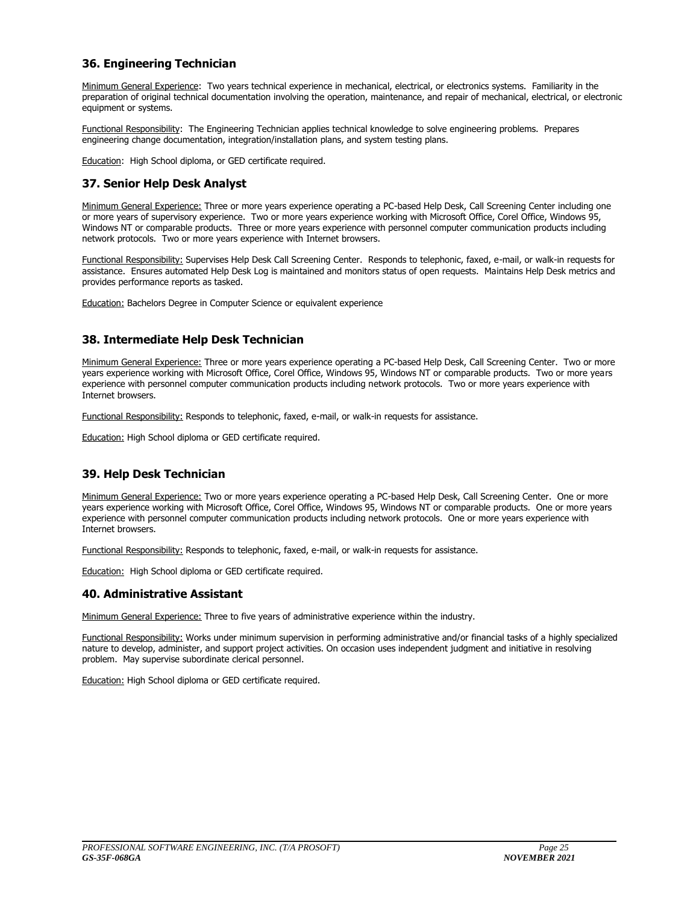## 36. Engineering Technician

Minimum General Experience: Two years technical experience in mechanical, electrical, or electronics systems. Familiarity in the preparation of original technical documentation involving the operation, maintenance, and repair of mechanical, electrical, or electronic equipment or systems.

Functional Responsibility: The Engineering Technician applies technical knowledge to solve engineering problems. Prepares engineering change documentation, integration/installation plans, and system testing plans.

Education: High School diploma, or GED certificate required.

## 37. Senior Help Desk Analyst

Minimum General Experience: Three or more years experience operating a PC-based Help Desk, Call Screening Center including one or more years of supervisory experience. Two or more years experience working with Microsoft Office, Corel Office, Windows 95, Windows NT or comparable products. Three or more years experience with personnel computer communication products including network protocols. Two or more years experience with Internet browsers.

Functional Responsibility: Supervises Help Desk Call Screening Center. Responds to telephonic, faxed, e-mail, or walk-in requests for assistance. Ensures automated Help Desk Log is maintained and monitors status of open requests. Maintains Help Desk metrics and provides performance reports as tasked.

Education: Bachelors Degree in Computer Science or equivalent experience

## 38. Intermediate Help Desk Technician

Minimum General Experience: Three or more years experience operating a PC-based Help Desk, Call Screening Center. Two or more years experience working with Microsoft Office, Corel Office, Windows 95, Windows NT or comparable products. Two or more years experience with personnel computer communication products including network protocols. Two or more years experience with Internet browsers.

Functional Responsibility: Responds to telephonic, faxed, e-mail, or walk-in requests for assistance.

Education: High School diploma or GED certificate required.

## 39. Help Desk Technician

Minimum General Experience: Two or more years experience operating a PC-based Help Desk, Call Screening Center. One or more years experience working with Microsoft Office, Corel Office, Windows 95, Windows NT or comparable products. One or more years experience with personnel computer communication products including network protocols. One or more years experience with Internet browsers.

Functional Responsibility: Responds to telephonic, faxed, e-mail, or walk-in requests for assistance.

Education: High School diploma or GED certificate required.

## 40. Administrative Assistant

Minimum General Experience: Three to five years of administrative experience within the industry.

Functional Responsibility: Works under minimum supervision in performing administrative and/or financial tasks of a highly specialized nature to develop, administer, and support project activities. On occasion uses independent judgment and initiative in resolving problem. May supervise subordinate clerical personnel.

Education: High School diploma or GED certificate required.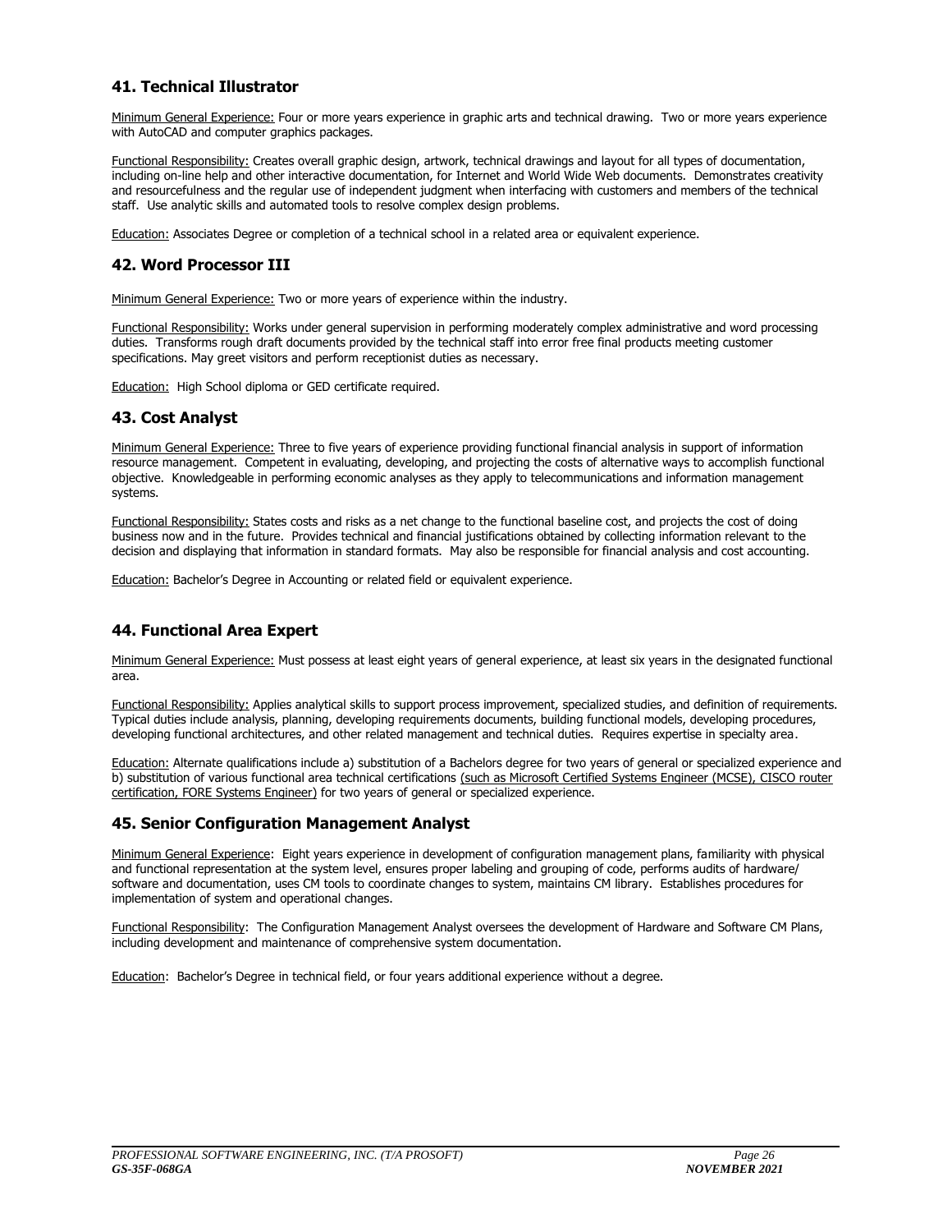## 41. Technical Illustrator

Minimum General Experience: Four or more years experience in graphic arts and technical drawing. Two or more years experience with AutoCAD and computer graphics packages.

Functional Responsibility: Creates overall graphic design, artwork, technical drawings and layout for all types of documentation, including on-line help and other interactive documentation, for Internet and World Wide Web documents. Demonstrates creativity and resourcefulness and the regular use of independent judgment when interfacing with customers and members of the technical staff. Use analytic skills and automated tools to resolve complex design problems.

Education: Associates Degree or completion of a technical school in a related area or equivalent experience.

## 42. Word Processor III

Minimum General Experience: Two or more years of experience within the industry.

Functional Responsibility: Works under general supervision in performing moderately complex administrative and word processing duties. Transforms rough draft documents provided by the technical staff into error free final products meeting customer specifications. May greet visitors and perform receptionist duties as necessary.

Education: High School diploma or GED certificate required.

## 43. Cost Analyst

Minimum General Experience: Three to five years of experience providing functional financial analysis in support of information resource management. Competent in evaluating, developing, and projecting the costs of alternative ways to accomplish functional objective. Knowledgeable in performing economic analyses as they apply to telecommunications and information management systems.

Functional Responsibility: States costs and risks as a net change to the functional baseline cost, and projects the cost of doing business now and in the future. Provides technical and financial justifications obtained by collecting information relevant to the decision and displaying that information in standard formats. May also be responsible for financial analysis and cost accounting.

Education: Bachelor's Degree in Accounting or related field or equivalent experience.

## 44. Functional Area Expert

Minimum General Experience: Must possess at least eight years of general experience, at least six years in the designated functional area.

Functional Responsibility: Applies analytical skills to support process improvement, specialized studies, and definition of requirements. Typical duties include analysis, planning, developing requirements documents, building functional models, developing procedures, developing functional architectures, and other related management and technical duties. Requires expertise in specialty area.

Education: Alternate qualifications include a) substitution of a Bachelors degree for two years of general or specialized experience and b) substitution of various functional area technical certifications (such as Microsoft Certified Systems Engineer (MCSE), CISCO router certification, FORE Systems Engineer) for two years of general or specialized experience.

## 45. Senior Configuration Management Analyst

Minimum General Experience: Eight years experience in development of configuration management plans, familiarity with physical and functional representation at the system level, ensures proper labeling and grouping of code, performs audits of hardware/ software and documentation, uses CM tools to coordinate changes to system, maintains CM library. Establishes procedures for implementation of system and operational changes.

Functional Responsibility: The Configuration Management Analyst oversees the development of Hardware and Software CM Plans, including development and maintenance of comprehensive system documentation.

Education: Bachelor's Degree in technical field, or four years additional experience without a degree.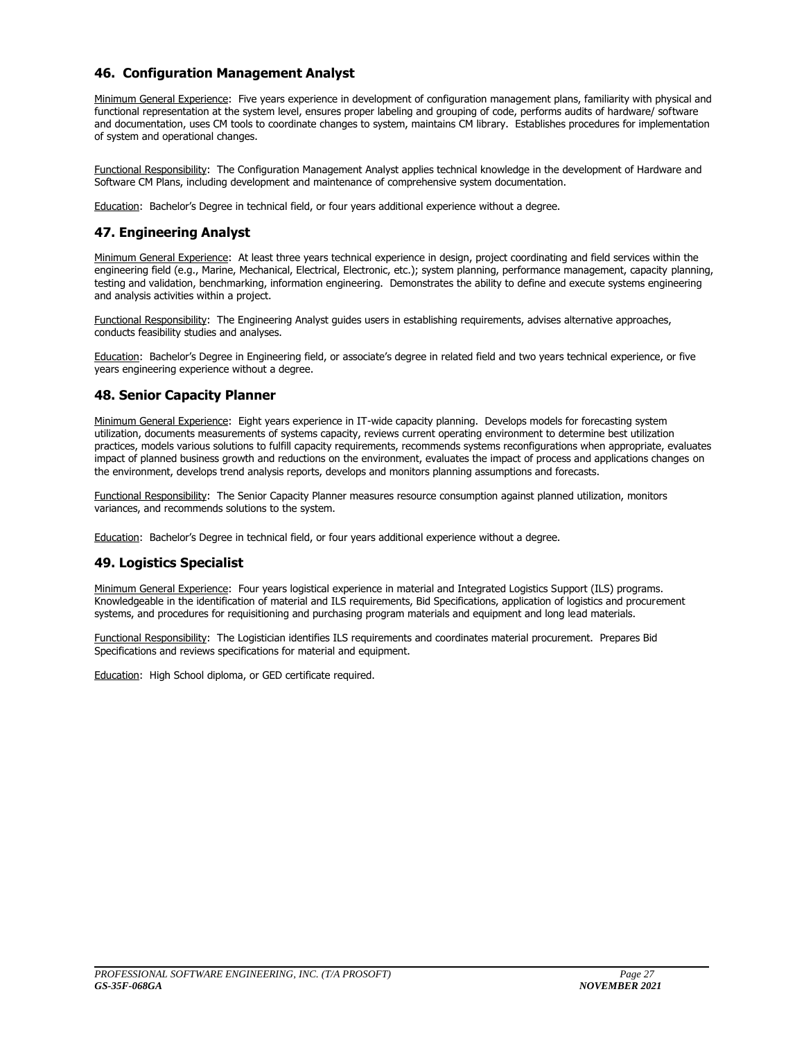## 46. Configuration Management Analyst

Minimum General Experience: Five years experience in development of configuration management plans, familiarity with physical and functional representation at the system level, ensures proper labeling and grouping of code, performs audits of hardware/ software and documentation, uses CM tools to coordinate changes to system, maintains CM library. Establishes procedures for implementation of system and operational changes.

Functional Responsibility: The Configuration Management Analyst applies technical knowledge in the development of Hardware and Software CM Plans, including development and maintenance of comprehensive system documentation.

Education: Bachelor's Degree in technical field, or four years additional experience without a degree.

## 47. Engineering Analyst

Minimum General Experience: At least three years technical experience in design, project coordinating and field services within the engineering field (e.g., Marine, Mechanical, Electrical, Electronic, etc.); system planning, performance management, capacity planning, testing and validation, benchmarking, information engineering. Demonstrates the ability to define and execute systems engineering and analysis activities within a project.

Functional Responsibility: The Engineering Analyst guides users in establishing requirements, advises alternative approaches, conducts feasibility studies and analyses.

Education: Bachelor's Degree in Engineering field, or associate's degree in related field and two years technical experience, or five years engineering experience without a degree.

## 48. Senior Capacity Planner

Minimum General Experience: Eight years experience in IT-wide capacity planning. Develops models for forecasting system utilization, documents measurements of systems capacity, reviews current operating environment to determine best utilization practices, models various solutions to fulfill capacity requirements, recommends systems reconfigurations when appropriate, evaluates impact of planned business growth and reductions on the environment, evaluates the impact of process and applications changes on the environment, develops trend analysis reports, develops and monitors planning assumptions and forecasts.

Functional Responsibility: The Senior Capacity Planner measures resource consumption against planned utilization, monitors variances, and recommends solutions to the system.

Education: Bachelor's Degree in technical field, or four years additional experience without a degree.

## 49. Logistics Specialist

Minimum General Experience: Four years logistical experience in material and Integrated Logistics Support (ILS) programs. Knowledgeable in the identification of material and ILS requirements, Bid Specifications, application of logistics and procurement systems, and procedures for requisitioning and purchasing program materials and equipment and long lead materials.

Functional Responsibility: The Logistician identifies ILS requirements and coordinates material procurement. Prepares Bid Specifications and reviews specifications for material and equipment.

Education: High School diploma, or GED certificate required.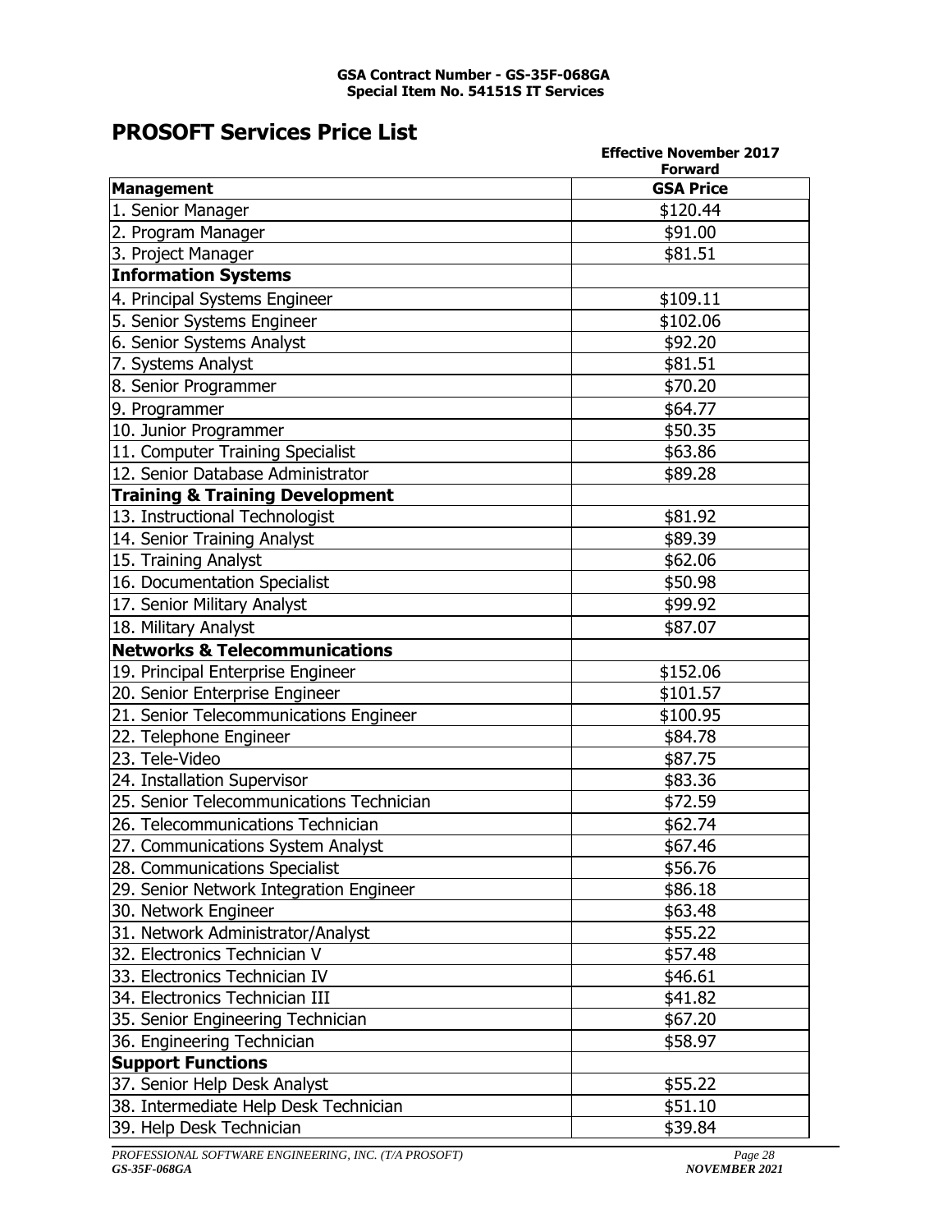**GSA Contract Number - GS-35F-068GA**
**Special Item No. 54151S IT Services**

# PROSOFT Services Price List

**Effective November 2017 Forward**

| **Management** | **GSA Price** |
|---|---|
| 1. Senior Manager | $120.44 |
| 2. Program Manager | $91.00 |
| 3. Project Manager | $81.51 |
| **Information Systems** | |
| 4. Principal Systems Engineer | $109.11 |
| 5. Senior Systems Engineer | $102.06 |
| 6. Senior Systems Analyst | $92.20 |
| 7. Systems Analyst | $81.51 |
| 8. Senior Programmer | $70.20 |
| 9. Programmer | $64.77 |
| 10. Junior Programmer | $50.35 |
| 11. Computer Training Specialist | $63.86 |
| 12. Senior Database Administrator | $89.28 |
| **Training & Training Development** | |
| 13. Instructional Technologist | $81.92 |
| 14. Senior Training Analyst | $89.39 |
| 15. Training Analyst | $62.06 |
| 16. Documentation Specialist | $50.98 |
| 17. Senior Military Analyst | $99.92 |
| 18. Military Analyst | $87.07 |
| **Networks & Telecommunications** | |
| 19. Principal Enterprise Engineer | $152.06 |
| 20. Senior Enterprise Engineer | $101.57 |
| 21. Senior Telecommunications Engineer | $100.95 |
| 22. Telephone Engineer | $84.78 |
| 23. Tele-Video | $87.75 |
| 24. Installation Supervisor | $83.36 |
| 25. Senior Telecommunications Technician | $72.59 |
| 26. Telecommunications Technician | $62.74 |
| 27. Communications System Analyst | $67.46 |
| 28. Communications Specialist | $56.76 |
| 29. Senior Network Integration Engineer | $86.18 |
| 30. Network Engineer | $63.48 |
| 31. Network Administrator/Analyst | $55.22 |
| 32. Electronics Technician V | $57.48 |
| 33. Electronics Technician IV | $46.61 |
| 34. Electronics Technician III | $41.82 |
| 35. Senior Engineering Technician | $67.20 |
| 36. Engineering Technician | $58.97 |
| **Support Functions** | |
| 37. Senior Help Desk Analyst | $55.22 |
| 38. Intermediate Help Desk Technician | $51.10 |
| 39. Help Desk Technician | $39.84 |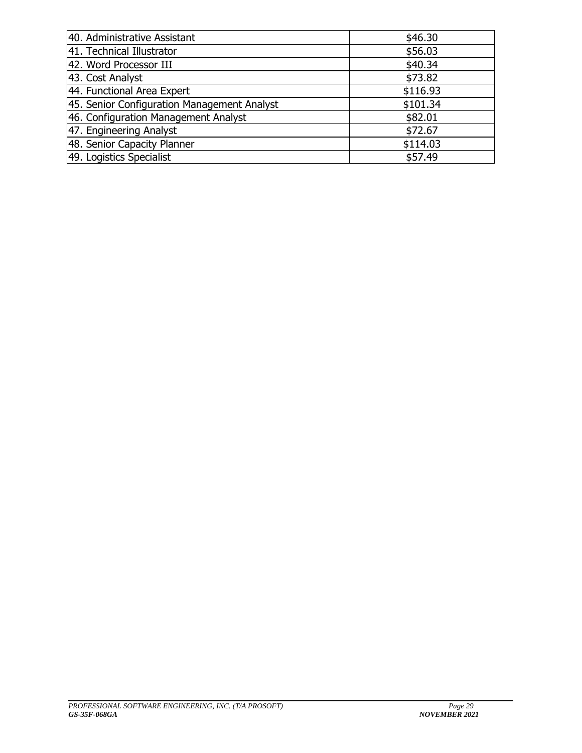| | |
|---|---|
| 40. Administrative Assistant | $46.30 |
| 41. Technical Illustrator | $56.03 |
| 42. Word Processor III | $40.34 |
| 43. Cost Analyst | $73.82 |
| 44. Functional Area Expert | $116.93 |
| 45. Senior Configuration Management Analyst | $101.34 |
| 46. Configuration Management Analyst | $82.01 |
| 47. Engineering Analyst | $72.67 |
| 48. Senior Capacity Planner | $114.03 |
| 49. Logistics Specialist | $57.49 |